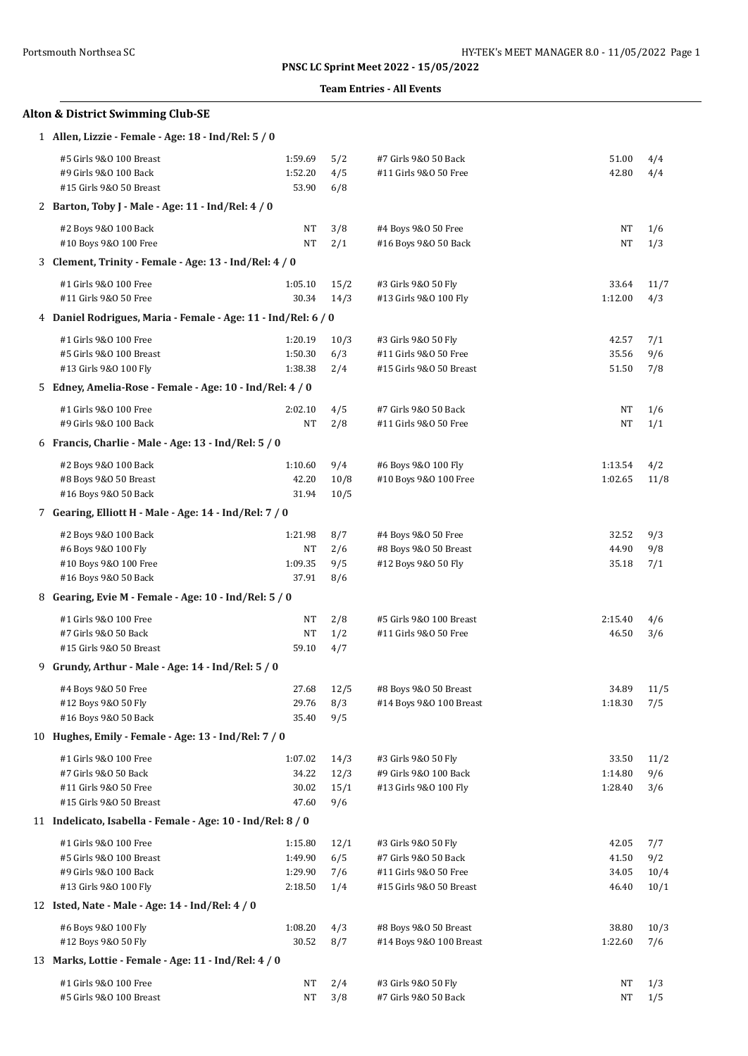**PNSC LC Sprint Meet 2022 - 15/05/2022**

**Team Entries - All Events**

## Alton & District Swimming Club-SE

### 1 Allen, Lizzie - Female - Age: 18 - Ind/Rel: 5 / 0

| Event | Time | Heat/Lane | Event | Time | Heat/Lane |
|---|---|---|---|---|---|
| #5 Girls 9&O 100 Breast | 1:59.69 | 5/2 | #7 Girls 9&O 50 Back | 51.00 | 4/4 |
| #9 Girls 9&O 100 Back | 1:52.20 | 4/5 | #11 Girls 9&O 50 Free | 42.80 | 4/4 |
| #15 Girls 9&O 50 Breast | 53.90 | 6/8 | | | |

### 2 Barton, Toby J - Male - Age: 11 - Ind/Rel: 4 / 0

| Event | Time | Heat/Lane | Event | Time | Heat/Lane |
|---|---|---|---|---|---|
| #2 Boys 9&O 100 Back | NT | 3/8 | #4 Boys 9&O 50 Free | NT | 1/6 |
| #10 Boys 9&O 100 Free | NT | 2/1 | #16 Boys 9&O 50 Back | NT | 1/3 |

### 3 Clement, Trinity - Female - Age: 13 - Ind/Rel: 4 / 0

| Event | Time | Heat/Lane | Event | Time | Heat/Lane |
|---|---|---|---|---|---|
| #1 Girls 9&O 100 Free | 1:05.10 | 15/2 | #3 Girls 9&O 50 Fly | 33.64 | 11/7 |
| #11 Girls 9&O 50 Free | 30.34 | 14/3 | #13 Girls 9&O 100 Fly | 1:12.00 | 4/3 |

### 4 Daniel Rodrigues, Maria - Female - Age: 11 - Ind/Rel: 6 / 0

| Event | Time | Heat/Lane | Event | Time | Heat/Lane |
|---|---|---|---|---|---|
| #1 Girls 9&O 100 Free | 1:20.19 | 10/3 | #3 Girls 9&O 50 Fly | 42.57 | 7/1 |
| #5 Girls 9&O 100 Breast | 1:50.30 | 6/3 | #11 Girls 9&O 50 Free | 35.56 | 9/6 |
| #13 Girls 9&O 100 Fly | 1:38.38 | 2/4 | #15 Girls 9&O 50 Breast | 51.50 | 7/8 |

### 5 Edney, Amelia-Rose - Female - Age: 10 - Ind/Rel: 4 / 0

| Event | Time | Heat/Lane | Event | Time | Heat/Lane |
|---|---|---|---|---|---|
| #1 Girls 9&O 100 Free | 2:02.10 | 4/5 | #7 Girls 9&O 50 Back | NT | 1/6 |
| #9 Girls 9&O 100 Back | NT | 2/8 | #11 Girls 9&O 50 Free | NT | 1/1 |

### 6 Francis, Charlie - Male - Age: 13 - Ind/Rel: 5 / 0

| Event | Time | Heat/Lane | Event | Time | Heat/Lane |
|---|---|---|---|---|---|
| #2 Boys 9&O 100 Back | 1:10.60 | 9/4 | #6 Boys 9&O 100 Fly | 1:13.54 | 4/2 |
| #8 Boys 9&O 50 Breast | 42.20 | 10/8 | #10 Boys 9&O 100 Free | 1:02.65 | 11/8 |
| #16 Boys 9&O 50 Back | 31.94 | 10/5 | | | |

### 7 Gearing, Elliott H - Male - Age: 14 - Ind/Rel: 7 / 0

| Event | Time | Heat/Lane | Event | Time | Heat/Lane |
|---|---|---|---|---|---|
| #2 Boys 9&O 100 Back | 1:21.98 | 8/7 | #4 Boys 9&O 50 Free | 32.52 | 9/3 |
| #6 Boys 9&O 100 Fly | NT | 2/6 | #8 Boys 9&O 50 Breast | 44.90 | 9/8 |
| #10 Boys 9&O 100 Free | 1:09.35 | 9/5 | #12 Boys 9&O 50 Fly | 35.18 | 7/1 |
| #16 Boys 9&O 50 Back | 37.91 | 8/6 | | | |

### 8 Gearing, Evie M - Female - Age: 10 - Ind/Rel: 5 / 0

| Event | Time | Heat/Lane | Event | Time | Heat/Lane |
|---|---|---|---|---|---|
| #1 Girls 9&O 100 Free | NT | 2/8 | #5 Girls 9&O 100 Breast | 2:15.40 | 4/6 |
| #7 Girls 9&O 50 Back | NT | 1/2 | #11 Girls 9&O 50 Free | 46.50 | 3/6 |
| #15 Girls 9&O 50 Breast | 59.10 | 4/7 | | | |

### 9 Grundy, Arthur - Male - Age: 14 - Ind/Rel: 5 / 0

| Event | Time | Heat/Lane | Event | Time | Heat/Lane |
|---|---|---|---|---|---|
| #4 Boys 9&O 50 Free | 27.68 | 12/5 | #8 Boys 9&O 50 Breast | 34.89 | 11/5 |
| #12 Boys 9&O 50 Fly | 29.76 | 8/3 | #14 Boys 9&O 100 Breast | 1:18.30 | 7/5 |
| #16 Boys 9&O 50 Back | 35.40 | 9/5 | | | |

### 10 Hughes, Emily - Female - Age: 13 - Ind/Rel: 7 / 0

| Event | Time | Heat/Lane | Event | Time | Heat/Lane |
|---|---|---|---|---|---|
| #1 Girls 9&O 100 Free | 1:07.02 | 14/3 | #3 Girls 9&O 50 Fly | 33.50 | 11/2 |
| #7 Girls 9&O 50 Back | 34.22 | 12/3 | #9 Girls 9&O 100 Back | 1:14.80 | 9/6 |
| #11 Girls 9&O 50 Free | 30.02 | 15/1 | #13 Girls 9&O 100 Fly | 1:28.40 | 3/6 |
| #15 Girls 9&O 50 Breast | 47.60 | 9/6 | | | |

### 11 Indelicato, Isabella - Female - Age: 10 - Ind/Rel: 8 / 0

| Event | Time | Heat/Lane | Event | Time | Heat/Lane |
|---|---|---|---|---|---|
| #1 Girls 9&O 100 Free | 1:15.80 | 12/1 | #3 Girls 9&O 50 Fly | 42.05 | 7/7 |
| #5 Girls 9&O 100 Breast | 1:49.90 | 6/5 | #7 Girls 9&O 50 Back | 41.50 | 9/2 |
| #9 Girls 9&O 100 Back | 1:29.90 | 7/6 | #11 Girls 9&O 50 Free | 34.05 | 10/4 |
| #13 Girls 9&O 100 Fly | 2:18.50 | 1/4 | #15 Girls 9&O 50 Breast | 46.40 | 10/1 |

### 12 Isted, Nate - Male - Age: 14 - Ind/Rel: 4 / 0

| Event | Time | Heat/Lane | Event | Time | Heat/Lane |
|---|---|---|---|---|---|
| #6 Boys 9&O 100 Fly | 1:08.20 | 4/3 | #8 Boys 9&O 50 Breast | 38.80 | 10/3 |
| #12 Boys 9&O 50 Fly | 30.52 | 8/7 | #14 Boys 9&O 100 Breast | 1:22.60 | 7/6 |

### 13 Marks, Lottie - Female - Age: 11 - Ind/Rel: 4 / 0

| Event | Time | Heat/Lane | Event | Time | Heat/Lane |
|---|---|---|---|---|---|
| #1 Girls 9&O 100 Free | NT | 2/4 | #3 Girls 9&O 50 Fly | NT | 1/3 |
| #5 Girls 9&O 100 Breast | NT | 3/8 | #7 Girls 9&O 50 Back | NT | 1/5 |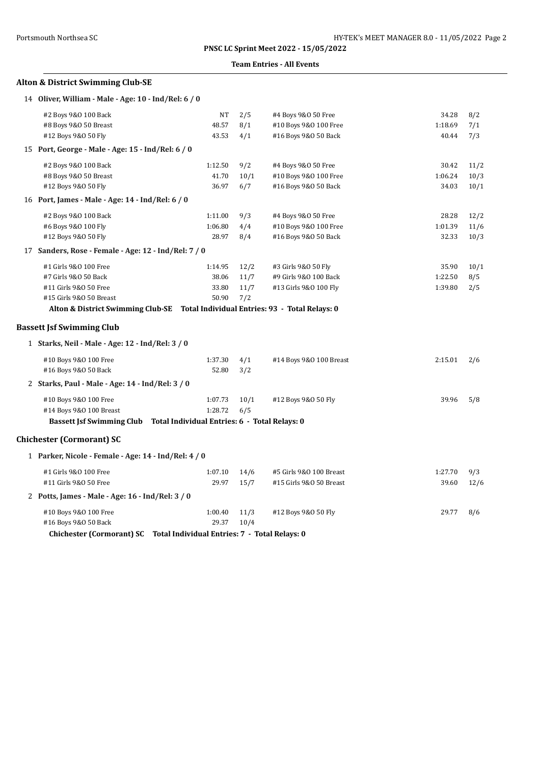**PNSC LC Sprint Meet 2022 - 15/05/2022**

**Team Entries - All Events**

## Alton & District Swimming Club-SE

**14 Oliver, William - Male - Age: 10 - Ind/Rel: 6 / 0**

| Event | Time | Heat/Lane | Event | Time | Heat/Lane |
|---|---|---|---|---|---|
| #2 Boys 9&O 100 Back | NT | 2/5 | #4 Boys 9&O 50 Free | 34.28 | 8/2 |
| #8 Boys 9&O 50 Breast | 48.57 | 8/1 | #10 Boys 9&O 100 Free | 1:18.69 | 7/1 |
| #12 Boys 9&O 50 Fly | 43.53 | 4/1 | #16 Boys 9&O 50 Back | 40.44 | 7/3 |

**15 Port, George - Male - Age: 15 - Ind/Rel: 6 / 0**

| Event | Time | Heat/Lane | Event | Time | Heat/Lane |
|---|---|---|---|---|---|
| #2 Boys 9&O 100 Back | 1:12.50 | 9/2 | #4 Boys 9&O 50 Free | 30.42 | 11/2 |
| #8 Boys 9&O 50 Breast | 41.70 | 10/1 | #10 Boys 9&O 100 Free | 1:06.24 | 10/3 |
| #12 Boys 9&O 50 Fly | 36.97 | 6/7 | #16 Boys 9&O 50 Back | 34.03 | 10/1 |

**16 Port, James - Male - Age: 14 - Ind/Rel: 6 / 0**

| Event | Time | Heat/Lane | Event | Time | Heat/Lane |
|---|---|---|---|---|---|
| #2 Boys 9&O 100 Back | 1:11.00 | 9/3 | #4 Boys 9&O 50 Free | 28.28 | 12/2 |
| #6 Boys 9&O 100 Fly | 1:06.80 | 4/4 | #10 Boys 9&O 100 Free | 1:01.39 | 11/6 |
| #12 Boys 9&O 50 Fly | 28.97 | 8/4 | #16 Boys 9&O 50 Back | 32.33 | 10/3 |

**17 Sanders, Rose - Female - Age: 12 - Ind/Rel: 7 / 0**

| Event | Time | Heat/Lane | Event | Time | Heat/Lane |
|---|---|---|---|---|---|
| #1 Girls 9&O 100 Free | 1:14.95 | 12/2 | #3 Girls 9&O 50 Fly | 35.90 | 10/1 |
| #7 Girls 9&O 50 Back | 38.06 | 11/7 | #9 Girls 9&O 100 Back | 1:22.50 | 8/5 |
| #11 Girls 9&O 50 Free | 33.80 | 11/7 | #13 Girls 9&O 100 Fly | 1:39.80 | 2/5 |
| #15 Girls 9&O 50 Breast | 50.90 | 7/2 | | | |

**Alton & District Swimming Club-SE Total Individual Entries: 93 - Total Relays: 0**

## Bassett Jsf Swimming Club

**1 Starks, Neil - Male - Age: 12 - Ind/Rel: 3 / 0**

| Event | Time | Heat/Lane | Event | Time | Heat/Lane |
|---|---|---|---|---|---|
| #10 Boys 9&O 100 Free | 1:37.30 | 4/1 | #14 Boys 9&O 100 Breast | 2:15.01 | 2/6 |
| #16 Boys 9&O 50 Back | 52.80 | 3/2 | | | |

**2 Starks, Paul - Male - Age: 14 - Ind/Rel: 3 / 0**

| Event | Time | Heat/Lane | Event | Time | Heat/Lane |
|---|---|---|---|---|---|
| #10 Boys 9&O 100 Free | 1:07.73 | 10/1 | #12 Boys 9&O 50 Fly | 39.96 | 5/8 |
| #14 Boys 9&O 100 Breast | 1:28.72 | 6/5 | | | |

**Bassett Jsf Swimming Club Total Individual Entries: 6 - Total Relays: 0**

## Chichester (Cormorant) SC

**1 Parker, Nicole - Female - Age: 14 - Ind/Rel: 4 / 0**

| Event | Time | Heat/Lane | Event | Time | Heat/Lane |
|---|---|---|---|---|---|
| #1 Girls 9&O 100 Free | 1:07.10 | 14/6 | #5 Girls 9&O 100 Breast | 1:27.70 | 9/3 |
| #11 Girls 9&O 50 Free | 29.97 | 15/7 | #15 Girls 9&O 50 Breast | 39.60 | 12/6 |

**2 Potts, James - Male - Age: 16 - Ind/Rel: 3 / 0**

| Event | Time | Heat/Lane | Event | Time | Heat/Lane |
|---|---|---|---|---|---|
| #10 Boys 9&O 100 Free | 1:00.40 | 11/3 | #12 Boys 9&O 50 Fly | 29.77 | 8/6 |
| #16 Boys 9&O 50 Back | 29.37 | 10/4 | | | |

**Chichester (Cormorant) SC Total Individual Entries: 7 - Total Relays: 0**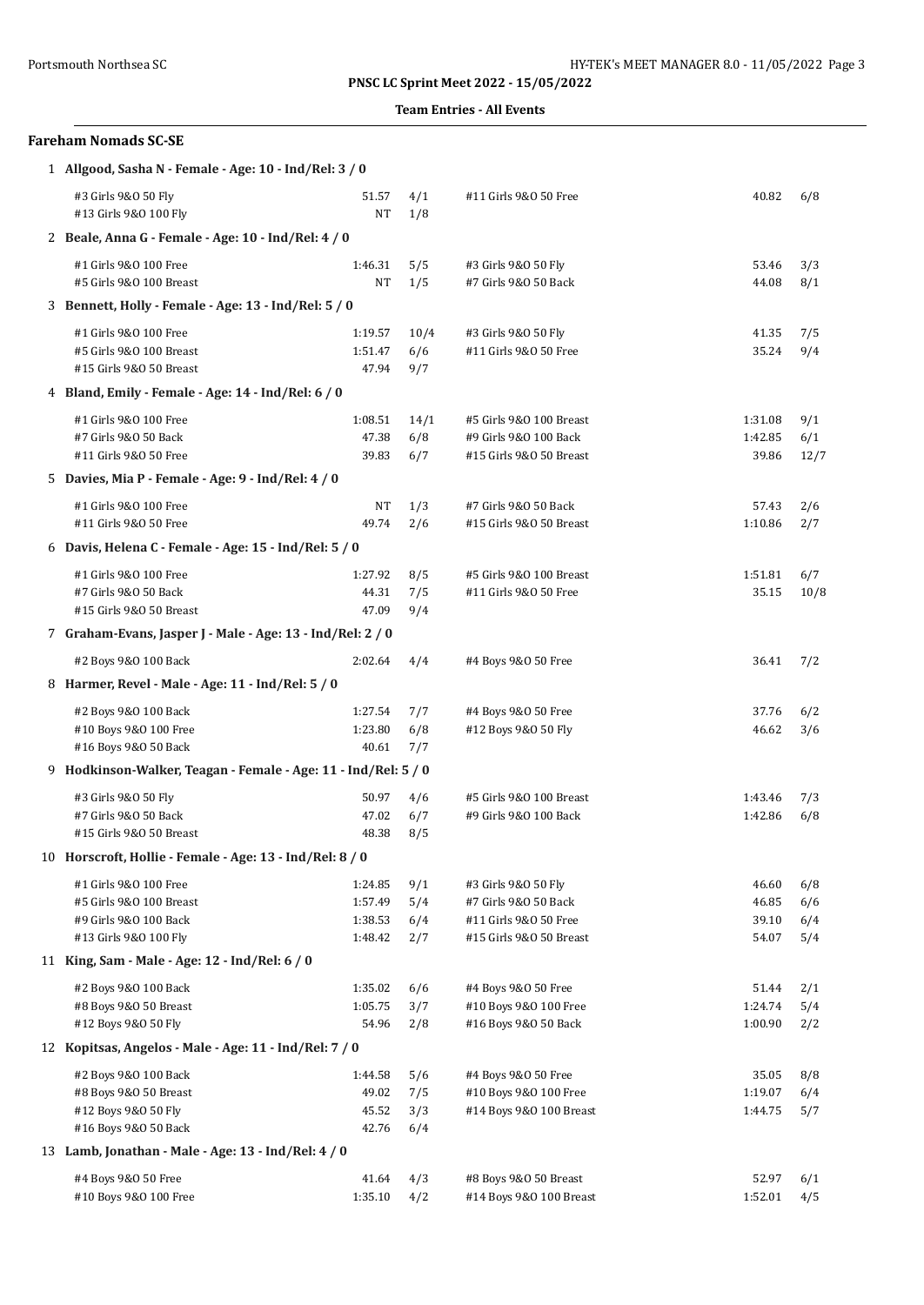**PNSC LC Sprint Meet 2022 - 15/05/2022**

**Team Entries - All Events**

### Fareham Nomads SC-SE

**1 Allgood, Sasha N - Female - Age: 10 - Ind/Rel: 3 / 0**

| Event | Time | Heat/Lane | Event | Time | Heat/Lane |
|---|---|---|---|---|---|
| #3 Girls 9&O 50 Fly | 51.57 | 4/1 | #11 Girls 9&O 50 Free | 40.82 | 6/8 |
| #13 Girls 9&O 100 Fly | NT | 1/8 | | | |

**2 Beale, Anna G - Female - Age: 10 - Ind/Rel: 4 / 0**

| Event | Time | Heat/Lane | Event | Time | Heat/Lane |
|---|---|---|---|---|---|
| #1 Girls 9&O 100 Free | 1:46.31 | 5/5 | #3 Girls 9&O 50 Fly | 53.46 | 3/3 |
| #5 Girls 9&O 100 Breast | NT | 1/5 | #7 Girls 9&O 50 Back | 44.08 | 8/1 |

**3 Bennett, Holly - Female - Age: 13 - Ind/Rel: 5 / 0**

| Event | Time | Heat/Lane | Event | Time | Heat/Lane |
|---|---|---|---|---|---|
| #1 Girls 9&O 100 Free | 1:19.57 | 10/4 | #3 Girls 9&O 50 Fly | 41.35 | 7/5 |
| #5 Girls 9&O 100 Breast | 1:51.47 | 6/6 | #11 Girls 9&O 50 Free | 35.24 | 9/4 |
| #15 Girls 9&O 50 Breast | 47.94 | 9/7 | | | |

**4 Bland, Emily - Female - Age: 14 - Ind/Rel: 6 / 0**

| Event | Time | Heat/Lane | Event | Time | Heat/Lane |
|---|---|---|---|---|---|
| #1 Girls 9&O 100 Free | 1:08.51 | 14/1 | #5 Girls 9&O 100 Breast | 1:31.08 | 9/1 |
| #7 Girls 9&O 50 Back | 47.38 | 6/8 | #9 Girls 9&O 100 Back | 1:42.85 | 6/1 |
| #11 Girls 9&O 50 Free | 39.83 | 6/7 | #15 Girls 9&O 50 Breast | 39.86 | 12/7 |

**5 Davies, Mia P - Female - Age: 9 - Ind/Rel: 4 / 0**

| Event | Time | Heat/Lane | Event | Time | Heat/Lane |
|---|---|---|---|---|---|
| #1 Girls 9&O 100 Free | NT | 1/3 | #7 Girls 9&O 50 Back | 57.43 | 2/6 |
| #11 Girls 9&O 50 Free | 49.74 | 2/6 | #15 Girls 9&O 50 Breast | 1:10.86 | 2/7 |

**6 Davis, Helena C - Female - Age: 15 - Ind/Rel: 5 / 0**

| Event | Time | Heat/Lane | Event | Time | Heat/Lane |
|---|---|---|---|---|---|
| #1 Girls 9&O 100 Free | 1:27.92 | 8/5 | #5 Girls 9&O 100 Breast | 1:51.81 | 6/7 |
| #7 Girls 9&O 50 Back | 44.31 | 7/5 | #11 Girls 9&O 50 Free | 35.15 | 10/8 |
| #15 Girls 9&O 50 Breast | 47.09 | 9/4 | | | |

**7 Graham-Evans, Jasper J - Male - Age: 13 - Ind/Rel: 2 / 0**

| Event | Time | Heat/Lane | Event | Time | Heat/Lane |
|---|---|---|---|---|---|
| #2 Boys 9&O 100 Back | 2:02.64 | 4/4 | #4 Boys 9&O 50 Free | 36.41 | 7/2 |

**8 Harmer, Revel - Male - Age: 11 - Ind/Rel: 5 / 0**

| Event | Time | Heat/Lane | Event | Time | Heat/Lane |
|---|---|---|---|---|---|
| #2 Boys 9&O 100 Back | 1:27.54 | 7/7 | #4 Boys 9&O 50 Free | 37.76 | 6/2 |
| #10 Boys 9&O 100 Free | 1:23.80 | 6/8 | #12 Boys 9&O 50 Fly | 46.62 | 3/6 |
| #16 Boys 9&O 50 Back | 40.61 | 7/7 | | | |

**9 Hodkinson-Walker, Teagan - Female - Age: 11 - Ind/Rel: 5 / 0**

| Event | Time | Heat/Lane | Event | Time | Heat/Lane |
|---|---|---|---|---|---|
| #3 Girls 9&O 50 Fly | 50.97 | 4/6 | #5 Girls 9&O 100 Breast | 1:43.46 | 7/3 |
| #7 Girls 9&O 50 Back | 47.02 | 6/7 | #9 Girls 9&O 100 Back | 1:42.86 | 6/8 |
| #15 Girls 9&O 50 Breast | 48.38 | 8/5 | | | |

**10 Horscroft, Hollie - Female - Age: 13 - Ind/Rel: 8 / 0**

| Event | Time | Heat/Lane | Event | Time | Heat/Lane |
|---|---|---|---|---|---|
| #1 Girls 9&O 100 Free | 1:24.85 | 9/1 | #3 Girls 9&O 50 Fly | 46.60 | 6/8 |
| #5 Girls 9&O 100 Breast | 1:57.49 | 5/4 | #7 Girls 9&O 50 Back | 46.85 | 6/6 |
| #9 Girls 9&O 100 Back | 1:38.53 | 6/4 | #11 Girls 9&O 50 Free | 39.10 | 6/4 |
| #13 Girls 9&O 100 Fly | 1:48.42 | 2/7 | #15 Girls 9&O 50 Breast | 54.07 | 5/4 |

**11 King, Sam - Male - Age: 12 - Ind/Rel: 6 / 0**

| Event | Time | Heat/Lane | Event | Time | Heat/Lane |
|---|---|---|---|---|---|
| #2 Boys 9&O 100 Back | 1:35.02 | 6/6 | #4 Boys 9&O 50 Free | 51.44 | 2/1 |
| #8 Boys 9&O 50 Breast | 1:05.75 | 3/7 | #10 Boys 9&O 100 Free | 1:24.74 | 5/4 |
| #12 Boys 9&O 50 Fly | 54.96 | 2/8 | #16 Boys 9&O 50 Back | 1:00.90 | 2/2 |

**12 Kopitsas, Angelos - Male - Age: 11 - Ind/Rel: 7 / 0**

| Event | Time | Heat/Lane | Event | Time | Heat/Lane |
|---|---|---|---|---|---|
| #2 Boys 9&O 100 Back | 1:44.58 | 5/6 | #4 Boys 9&O 50 Free | 35.05 | 8/8 |
| #8 Boys 9&O 50 Breast | 49.02 | 7/5 | #10 Boys 9&O 100 Free | 1:19.07 | 6/4 |
| #12 Boys 9&O 50 Fly | 45.52 | 3/3 | #14 Boys 9&O 100 Breast | 1:44.75 | 5/7 |
| #16 Boys 9&O 50 Back | 42.76 | 6/4 | | | |

**13 Lamb, Jonathan - Male - Age: 13 - Ind/Rel: 4 / 0**

| Event | Time | Heat/Lane | Event | Time | Heat/Lane |
|---|---|---|---|---|---|
| #4 Boys 9&O 50 Free | 41.64 | 4/3 | #8 Boys 9&O 50 Breast | 52.97 | 6/1 |
| #10 Boys 9&O 100 Free | 1:35.10 | 4/2 | #14 Boys 9&O 100 Breast | 1:52.01 | 4/5 |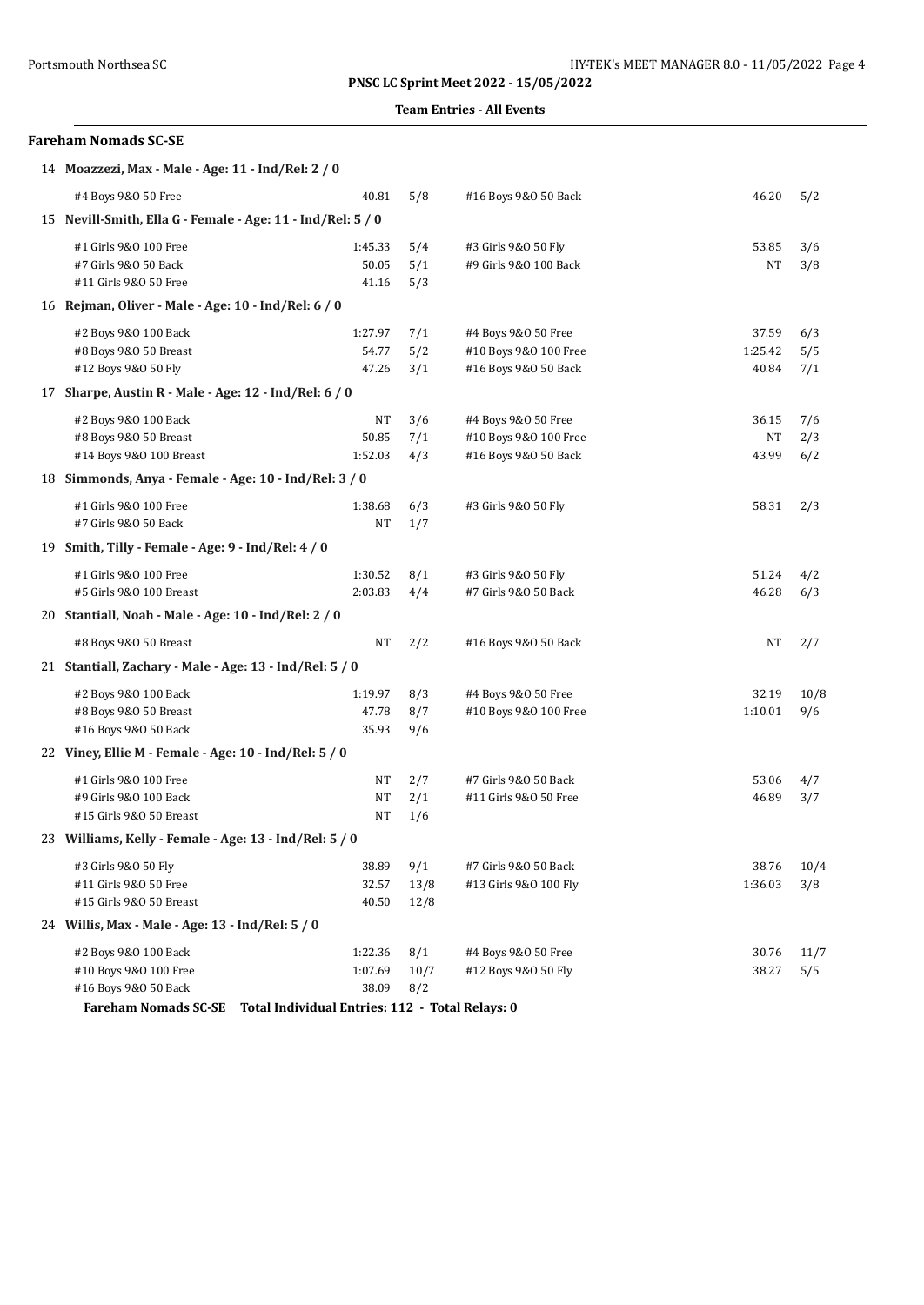## PNSC LC Sprint Meet 2022 - 15/05/2022

### Team Entries - All Events

### Fareham Nomads SC-SE

**14 Moazzezi, Max - Male - Age: 11 - Ind/Rel: 2 / 0**

| Event | Time | Heat/Lane | Event | Time | Heat/Lane |
|---|---|---|---|---|---|
| #4 Boys 9&O 50 Free | 40.81 | 5/8 | #16 Boys 9&O 50 Back | 46.20 | 5/2 |

**15 Nevill-Smith, Ella G - Female - Age: 11 - Ind/Rel: 5 / 0**

| Event | Time | Heat/Lane | Event | Time | Heat/Lane |
|---|---|---|---|---|---|
| #1 Girls 9&O 100 Free | 1:45.33 | 5/4 | #3 Girls 9&O 50 Fly | 53.85 | 3/6 |
| #7 Girls 9&O 50 Back | 50.05 | 5/1 | #9 Girls 9&O 100 Back | NT | 3/8 |
| #11 Girls 9&O 50 Free | 41.16 | 5/3 | | | |

**16 Rejman, Oliver - Male - Age: 10 - Ind/Rel: 6 / 0**

| Event | Time | Heat/Lane | Event | Time | Heat/Lane |
|---|---|---|---|---|---|
| #2 Boys 9&O 100 Back | 1:27.97 | 7/1 | #4 Boys 9&O 50 Free | 37.59 | 6/3 |
| #8 Boys 9&O 50 Breast | 54.77 | 5/2 | #10 Boys 9&O 100 Free | 1:25.42 | 5/5 |
| #12 Boys 9&O 50 Fly | 47.26 | 3/1 | #16 Boys 9&O 50 Back | 40.84 | 7/1 |

**17 Sharpe, Austin R - Male - Age: 12 - Ind/Rel: 6 / 0**

| Event | Time | Heat/Lane | Event | Time | Heat/Lane |
|---|---|---|---|---|---|
| #2 Boys 9&O 100 Back | NT | 3/6 | #4 Boys 9&O 50 Free | 36.15 | 7/6 |
| #8 Boys 9&O 50 Breast | 50.85 | 7/1 | #10 Boys 9&O 100 Free | NT | 2/3 |
| #14 Boys 9&O 100 Breast | 1:52.03 | 4/3 | #16 Boys 9&O 50 Back | 43.99 | 6/2 |

**18 Simmonds, Anya - Female - Age: 10 - Ind/Rel: 3 / 0**

| Event | Time | Heat/Lane | Event | Time | Heat/Lane |
|---|---|---|---|---|---|
| #1 Girls 9&O 100 Free | 1:38.68 | 6/3 | #3 Girls 9&O 50 Fly | 58.31 | 2/3 |
| #7 Girls 9&O 50 Back | NT | 1/7 | | | |

**19 Smith, Tilly - Female - Age: 9 - Ind/Rel: 4 / 0**

| Event | Time | Heat/Lane | Event | Time | Heat/Lane |
|---|---|---|---|---|---|
| #1 Girls 9&O 100 Free | 1:30.52 | 8/1 | #3 Girls 9&O 50 Fly | 51.24 | 4/2 |
| #5 Girls 9&O 100 Breast | 2:03.83 | 4/4 | #7 Girls 9&O 50 Back | 46.28 | 6/3 |

**20 Stantiall, Noah - Male - Age: 10 - Ind/Rel: 2 / 0**

| Event | Time | Heat/Lane | Event | Time | Heat/Lane |
|---|---|---|---|---|---|
| #8 Boys 9&O 50 Breast | NT | 2/2 | #16 Boys 9&O 50 Back | NT | 2/7 |

**21 Stantiall, Zachary - Male - Age: 13 - Ind/Rel: 5 / 0**

| Event | Time | Heat/Lane | Event | Time | Heat/Lane |
|---|---|---|---|---|---|
| #2 Boys 9&O 100 Back | 1:19.97 | 8/3 | #4 Boys 9&O 50 Free | 32.19 | 10/8 |
| #8 Boys 9&O 50 Breast | 47.78 | 8/7 | #10 Boys 9&O 100 Free | 1:10.01 | 9/6 |
| #16 Boys 9&O 50 Back | 35.93 | 9/6 | | | |

**22 Viney, Ellie M - Female - Age: 10 - Ind/Rel: 5 / 0**

| Event | Time | Heat/Lane | Event | Time | Heat/Lane |
|---|---|---|---|---|---|
| #1 Girls 9&O 100 Free | NT | 2/7 | #7 Girls 9&O 50 Back | 53.06 | 4/7 |
| #9 Girls 9&O 100 Back | NT | 2/1 | #11 Girls 9&O 50 Free | 46.89 | 3/7 |
| #15 Girls 9&O 50 Breast | NT | 1/6 | | | |

**23 Williams, Kelly - Female - Age: 13 - Ind/Rel: 5 / 0**

| Event | Time | Heat/Lane | Event | Time | Heat/Lane |
|---|---|---|---|---|---|
| #3 Girls 9&O 50 Fly | 38.89 | 9/1 | #7 Girls 9&O 50 Back | 38.76 | 10/4 |
| #11 Girls 9&O 50 Free | 32.57 | 13/8 | #13 Girls 9&O 100 Fly | 1:36.03 | 3/8 |
| #15 Girls 9&O 50 Breast | 40.50 | 12/8 | | | |

**24 Willis, Max - Male - Age: 13 - Ind/Rel: 5 / 0**

| Event | Time | Heat/Lane | Event | Time | Heat/Lane |
|---|---|---|---|---|---|
| #2 Boys 9&O 100 Back | 1:22.36 | 8/1 | #4 Boys 9&O 50 Free | 30.76 | 11/7 |
| #10 Boys 9&O 100 Free | 1:07.69 | 10/7 | #12 Boys 9&O 50 Fly | 38.27 | 5/5 |
| #16 Boys 9&O 50 Back | 38.09 | 8/2 | | | |

**Fareham Nomads SC-SE Total Individual Entries: 112 - Total Relays: 0**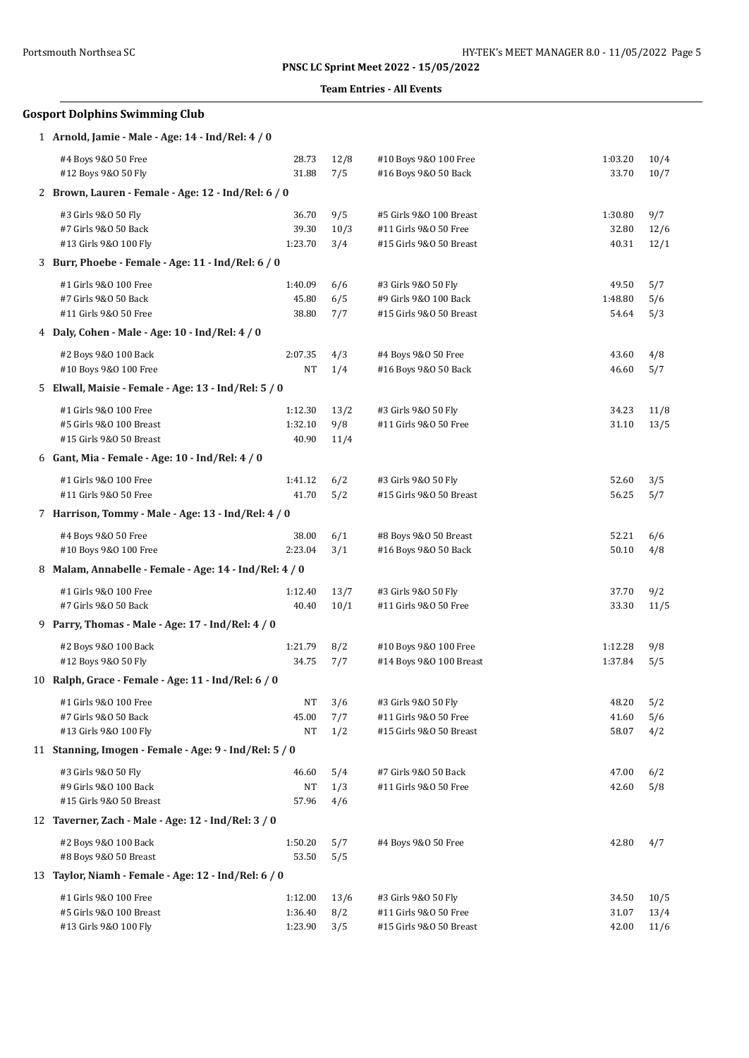**PNSC LC Sprint Meet 2022 - 15/05/2022**

**Team Entries - All Events**

## Gosport Dolphins Swimming Club

### 1 Arnold, Jamie - Male - Age: 14 - Ind/Rel: 4 / 0

| Event | Time | Heat/Lane | Event | Time | Heat/Lane |
|---|---|---|---|---|---|
| #4 Boys 9&O 50 Free | 28.73 | 12/8 | #10 Boys 9&O 100 Free | 1:03.20 | 10/4 |
| #12 Boys 9&O 50 Fly | 31.88 | 7/5 | #16 Boys 9&O 50 Back | 33.70 | 10/7 |

### 2 Brown, Lauren - Female - Age: 12 - Ind/Rel: 6 / 0

| Event | Time | Heat/Lane | Event | Time | Heat/Lane |
|---|---|---|---|---|---|
| #3 Girls 9&O 50 Fly | 36.70 | 9/5 | #5 Girls 9&O 100 Breast | 1:30.80 | 9/7 |
| #7 Girls 9&O 50 Back | 39.30 | 10/3 | #11 Girls 9&O 50 Free | 32.80 | 12/6 |
| #13 Girls 9&O 100 Fly | 1:23.70 | 3/4 | #15 Girls 9&O 50 Breast | 40.31 | 12/1 |

### 3 Burr, Phoebe - Female - Age: 11 - Ind/Rel: 6 / 0

| Event | Time | Heat/Lane | Event | Time | Heat/Lane |
|---|---|---|---|---|---|
| #1 Girls 9&O 100 Free | 1:40.09 | 6/6 | #3 Girls 9&O 50 Fly | 49.50 | 5/7 |
| #7 Girls 9&O 50 Back | 45.80 | 6/5 | #9 Girls 9&O 100 Back | 1:48.80 | 5/6 |
| #11 Girls 9&O 50 Free | 38.80 | 7/7 | #15 Girls 9&O 50 Breast | 54.64 | 5/3 |

### 4 Daly, Cohen - Male - Age: 10 - Ind/Rel: 4 / 0

| Event | Time | Heat/Lane | Event | Time | Heat/Lane |
|---|---|---|---|---|---|
| #2 Boys 9&O 100 Back | 2:07.35 | 4/3 | #4 Boys 9&O 50 Free | 43.60 | 4/8 |
| #10 Boys 9&O 100 Free | NT | 1/4 | #16 Boys 9&O 50 Back | 46.60 | 5/7 |

### 5 Elwall, Maisie - Female - Age: 13 - Ind/Rel: 5 / 0

| Event | Time | Heat/Lane | Event | Time | Heat/Lane |
|---|---|---|---|---|---|
| #1 Girls 9&O 100 Free | 1:12.30 | 13/2 | #3 Girls 9&O 50 Fly | 34.23 | 11/8 |
| #5 Girls 9&O 100 Breast | 1:32.10 | 9/8 | #11 Girls 9&O 50 Free | 31.10 | 13/5 |
| #15 Girls 9&O 50 Breast | 40.90 | 11/4 | | | |

### 6 Gant, Mia - Female - Age: 10 - Ind/Rel: 4 / 0

| Event | Time | Heat/Lane | Event | Time | Heat/Lane |
|---|---|---|---|---|---|
| #1 Girls 9&O 100 Free | 1:41.12 | 6/2 | #3 Girls 9&O 50 Fly | 52.60 | 3/5 |
| #11 Girls 9&O 50 Free | 41.70 | 5/2 | #15 Girls 9&O 50 Breast | 56.25 | 5/7 |

### 7 Harrison, Tommy - Male - Age: 13 - Ind/Rel: 4 / 0

| Event | Time | Heat/Lane | Event | Time | Heat/Lane |
|---|---|---|---|---|---|
| #4 Boys 9&O 50 Free | 38.00 | 6/1 | #8 Boys 9&O 50 Breast | 52.21 | 6/6 |
| #10 Boys 9&O 100 Free | 2:23.04 | 3/1 | #16 Boys 9&O 50 Back | 50.10 | 4/8 |

### 8 Malam, Annabelle - Female - Age: 14 - Ind/Rel: 4 / 0

| Event | Time | Heat/Lane | Event | Time | Heat/Lane |
|---|---|---|---|---|---|
| #1 Girls 9&O 100 Free | 1:12.40 | 13/7 | #3 Girls 9&O 50 Fly | 37.70 | 9/2 |
| #7 Girls 9&O 50 Back | 40.40 | 10/1 | #11 Girls 9&O 50 Free | 33.30 | 11/5 |

### 9 Parry, Thomas - Male - Age: 17 - Ind/Rel: 4 / 0

| Event | Time | Heat/Lane | Event | Time | Heat/Lane |
|---|---|---|---|---|---|
| #2 Boys 9&O 100 Back | 1:21.79 | 8/2 | #10 Boys 9&O 100 Free | 1:12.28 | 9/8 |
| #12 Boys 9&O 50 Fly | 34.75 | 7/7 | #14 Boys 9&O 100 Breast | 1:37.84 | 5/5 |

### 10 Ralph, Grace - Female - Age: 11 - Ind/Rel: 6 / 0

| Event | Time | Heat/Lane | Event | Time | Heat/Lane |
|---|---|---|---|---|---|
| #1 Girls 9&O 100 Free | NT | 3/6 | #3 Girls 9&O 50 Fly | 48.20 | 5/2 |
| #7 Girls 9&O 50 Back | 45.00 | 7/7 | #11 Girls 9&O 50 Free | 41.60 | 5/6 |
| #13 Girls 9&O 100 Fly | NT | 1/2 | #15 Girls 9&O 50 Breast | 58.07 | 4/2 |

### 11 Stanning, Imogen - Female - Age: 9 - Ind/Rel: 5 / 0

| Event | Time | Heat/Lane | Event | Time | Heat/Lane |
|---|---|---|---|---|---|
| #3 Girls 9&O 50 Fly | 46.60 | 5/4 | #7 Girls 9&O 50 Back | 47.00 | 6/2 |
| #9 Girls 9&O 100 Back | NT | 1/3 | #11 Girls 9&O 50 Free | 42.60 | 5/8 |
| #15 Girls 9&O 50 Breast | 57.96 | 4/6 | | | |

### 12 Taverner, Zach - Male - Age: 12 - Ind/Rel: 3 / 0

| Event | Time | Heat/Lane | Event | Time | Heat/Lane |
|---|---|---|---|---|---|
| #2 Boys 9&O 100 Back | 1:50.20 | 5/7 | #4 Boys 9&O 50 Free | 42.80 | 4/7 |
| #8 Boys 9&O 50 Breast | 53.50 | 5/5 | | | |

### 13 Taylor, Niamh - Female - Age: 12 - Ind/Rel: 6 / 0

| Event | Time | Heat/Lane | Event | Time | Heat/Lane |
|---|---|---|---|---|---|
| #1 Girls 9&O 100 Free | 1:12.00 | 13/6 | #3 Girls 9&O 50 Fly | 34.50 | 10/5 |
| #5 Girls 9&O 100 Breast | 1:36.40 | 8/2 | #11 Girls 9&O 50 Free | 31.07 | 13/4 |
| #13 Girls 9&O 100 Fly | 1:23.90 | 3/5 | #15 Girls 9&O 50 Breast | 42.00 | 11/6 |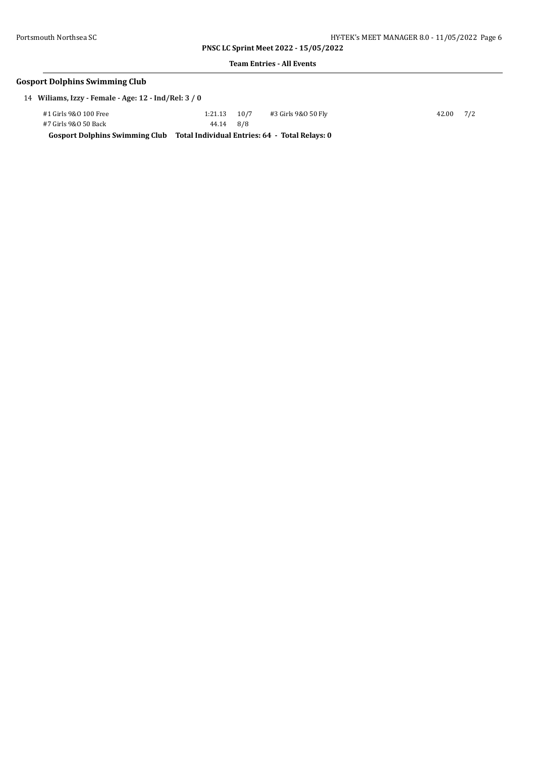## Gosport Dolphins Swimming Club

14 **Wiliams, Izzy - Female - Age: 12 - Ind/Rel: 3 / 0**

| Event | Time | Heat/Lane | Event | Time | Heat/Lane |
|---|---|---|---|---|---|
| #1 Girls 9&O 100 Free | 1:21.13 | 10/7 | #3 Girls 9&O 50 Fly | 42.00 | 7/2 |
| #7 Girls 9&O 50 Back | 44.14 | 8/8 | | | |

**Gosport Dolphins Swimming Club    Total Individual Entries: 64 - Total Relays: 0**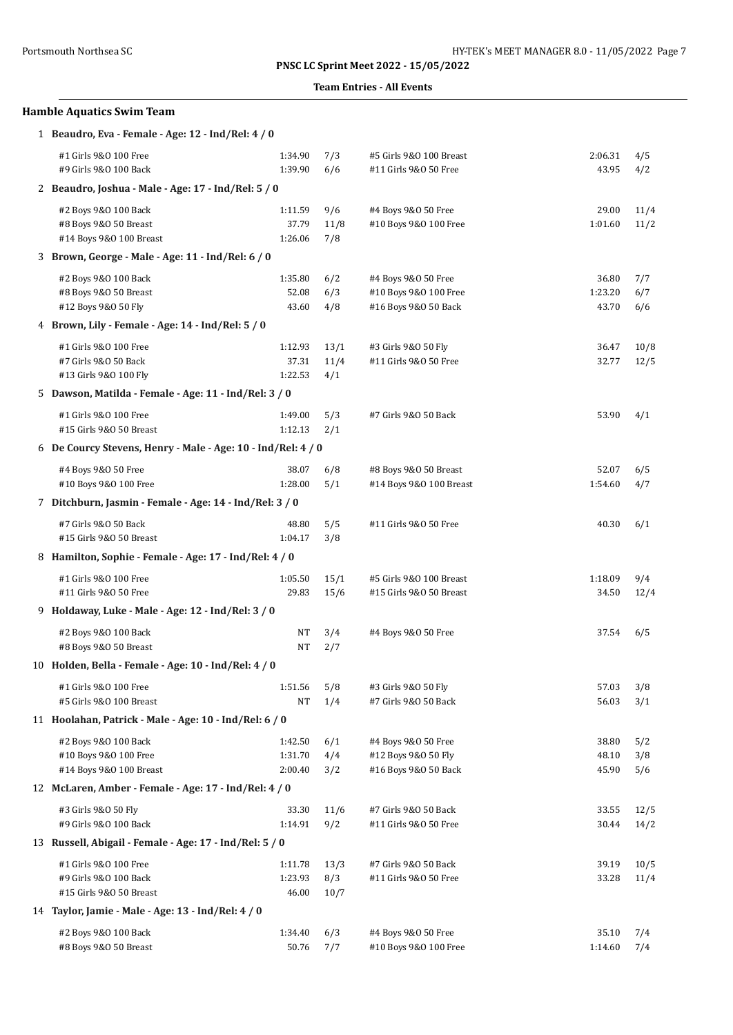**PNSC LC Sprint Meet 2022 - 15/05/2022**

**Team Entries - All Events**

## Hamble Aquatics Swim Team

**1 Beaudro, Eva - Female - Age: 12 - Ind/Rel: 4 / 0**

| Event | Time | Heat/Lane | Event | Time | Heat/Lane |
|---|---|---|---|---|---|
| #1 Girls 9&O 100 Free | 1:34.90 | 7/3 | #5 Girls 9&O 100 Breast | 2:06.31 | 4/5 |
| #9 Girls 9&O 100 Back | 1:39.90 | 6/6 | #11 Girls 9&O 50 Free | 43.95 | 4/2 |

**2 Beaudro, Joshua - Male - Age: 17 - Ind/Rel: 5 / 0**

| Event | Time | Heat/Lane | Event | Time | Heat/Lane |
|---|---|---|---|---|---|
| #2 Boys 9&O 100 Back | 1:11.59 | 9/6 | #4 Boys 9&O 50 Free | 29.00 | 11/4 |
| #8 Boys 9&O 50 Breast | 37.79 | 11/8 | #10 Boys 9&O 100 Free | 1:01.60 | 11/2 |
| #14 Boys 9&O 100 Breast | 1:26.06 | 7/8 | | | |

**3 Brown, George - Male - Age: 11 - Ind/Rel: 6 / 0**

| Event | Time | Heat/Lane | Event | Time | Heat/Lane |
|---|---|---|---|---|---|
| #2 Boys 9&O 100 Back | 1:35.80 | 6/2 | #4 Boys 9&O 50 Free | 36.80 | 7/7 |
| #8 Boys 9&O 50 Breast | 52.08 | 6/3 | #10 Boys 9&O 100 Free | 1:23.20 | 6/7 |
| #12 Boys 9&O 50 Fly | 43.60 | 4/8 | #16 Boys 9&O 50 Back | 43.70 | 6/6 |

**4 Brown, Lily - Female - Age: 14 - Ind/Rel: 5 / 0**

| Event | Time | Heat/Lane | Event | Time | Heat/Lane |
|---|---|---|---|---|---|
| #1 Girls 9&O 100 Free | 1:12.93 | 13/1 | #3 Girls 9&O 50 Fly | 36.47 | 10/8 |
| #7 Girls 9&O 50 Back | 37.31 | 11/4 | #11 Girls 9&O 50 Free | 32.77 | 12/5 |
| #13 Girls 9&O 100 Fly | 1:22.53 | 4/1 | | | |

**5 Dawson, Matilda - Female - Age: 11 - Ind/Rel: 3 / 0**

| Event | Time | Heat/Lane | Event | Time | Heat/Lane |
|---|---|---|---|---|---|
| #1 Girls 9&O 100 Free | 1:49.00 | 5/3 | #7 Girls 9&O 50 Back | 53.90 | 4/1 |
| #15 Girls 9&O 50 Breast | 1:12.13 | 2/1 | | | |

**6 De Courcy Stevens, Henry - Male - Age: 10 - Ind/Rel: 4 / 0**

| Event | Time | Heat/Lane | Event | Time | Heat/Lane |
|---|---|---|---|---|---|
| #4 Boys 9&O 50 Free | 38.07 | 6/8 | #8 Boys 9&O 50 Breast | 52.07 | 6/5 |
| #10 Boys 9&O 100 Free | 1:28.00 | 5/1 | #14 Boys 9&O 100 Breast | 1:54.60 | 4/7 |

**7 Ditchburn, Jasmin - Female - Age: 14 - Ind/Rel: 3 / 0**

| Event | Time | Heat/Lane | Event | Time | Heat/Lane |
|---|---|---|---|---|---|
| #7 Girls 9&O 50 Back | 48.80 | 5/5 | #11 Girls 9&O 50 Free | 40.30 | 6/1 |
| #15 Girls 9&O 50 Breast | 1:04.17 | 3/8 | | | |

**8 Hamilton, Sophie - Female - Age: 17 - Ind/Rel: 4 / 0**

| Event | Time | Heat/Lane | Event | Time | Heat/Lane |
|---|---|---|---|---|---|
| #1 Girls 9&O 100 Free | 1:05.50 | 15/1 | #5 Girls 9&O 100 Breast | 1:18.09 | 9/4 |
| #11 Girls 9&O 50 Free | 29.83 | 15/6 | #15 Girls 9&O 50 Breast | 34.50 | 12/4 |

**9 Holdaway, Luke - Male - Age: 12 - Ind/Rel: 3 / 0**

| Event | Time | Heat/Lane | Event | Time | Heat/Lane |
|---|---|---|---|---|---|
| #2 Boys 9&O 100 Back | NT | 3/4 | #4 Boys 9&O 50 Free | 37.54 | 6/5 |
| #8 Boys 9&O 50 Breast | NT | 2/7 | | | |

**10 Holden, Bella - Female - Age: 10 - Ind/Rel: 4 / 0**

| Event | Time | Heat/Lane | Event | Time | Heat/Lane |
|---|---|---|---|---|---|
| #1 Girls 9&O 100 Free | 1:51.56 | 5/8 | #3 Girls 9&O 50 Fly | 57.03 | 3/8 |
| #5 Girls 9&O 100 Breast | NT | 1/4 | #7 Girls 9&O 50 Back | 56.03 | 3/1 |

**11 Hoolahan, Patrick - Male - Age: 10 - Ind/Rel: 6 / 0**

| Event | Time | Heat/Lane | Event | Time | Heat/Lane |
|---|---|---|---|---|---|
| #2 Boys 9&O 100 Back | 1:42.50 | 6/1 | #4 Boys 9&O 50 Free | 38.80 | 5/2 |
| #10 Boys 9&O 100 Free | 1:31.70 | 4/4 | #12 Boys 9&O 50 Fly | 48.10 | 3/8 |
| #14 Boys 9&O 100 Breast | 2:00.40 | 3/2 | #16 Boys 9&O 50 Back | 45.90 | 5/6 |

**12 McLaren, Amber - Female - Age: 17 - Ind/Rel: 4 / 0**

| Event | Time | Heat/Lane | Event | Time | Heat/Lane |
|---|---|---|---|---|---|
| #3 Girls 9&O 50 Fly | 33.30 | 11/6 | #7 Girls 9&O 50 Back | 33.55 | 12/5 |
| #9 Girls 9&O 100 Back | 1:14.91 | 9/2 | #11 Girls 9&O 50 Free | 30.44 | 14/2 |

**13 Russell, Abigail - Female - Age: 17 - Ind/Rel: 5 / 0**

| Event | Time | Heat/Lane | Event | Time | Heat/Lane |
|---|---|---|---|---|---|
| #1 Girls 9&O 100 Free | 1:11.78 | 13/3 | #7 Girls 9&O 50 Back | 39.19 | 10/5 |
| #9 Girls 9&O 100 Back | 1:23.93 | 8/3 | #11 Girls 9&O 50 Free | 33.28 | 11/4 |
| #15 Girls 9&O 50 Breast | 46.00 | 10/7 | | | |

**14 Taylor, Jamie - Male - Age: 13 - Ind/Rel: 4 / 0**

| Event | Time | Heat/Lane | Event | Time | Heat/Lane |
|---|---|---|---|---|---|
| #2 Boys 9&O 100 Back | 1:34.40 | 6/3 | #4 Boys 9&O 50 Free | 35.10 | 7/4 |
| #8 Boys 9&O 50 Breast | 50.76 | 7/7 | #10 Boys 9&O 100 Free | 1:14.60 | 7/4 |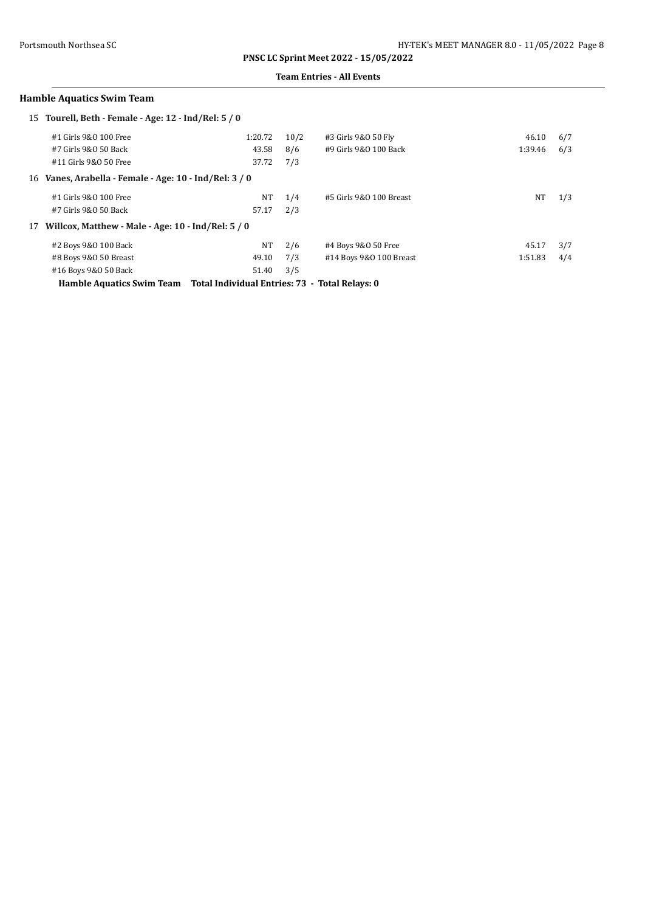**PNSC LC Sprint Meet 2022 - 15/05/2022**

**Team Entries - All Events**

## Hamble Aquatics Swim Team

### 15 Tourell, Beth - Female - Age: 12 - Ind/Rel: 5 / 0

| Event | Time | Heat/Lane | Event | Time | Heat/Lane |
|---|---|---|---|---|---|
| #1 Girls 9&O 100 Free | 1:20.72 | 10/2 | #3 Girls 9&O 50 Fly | 46.10 | 6/7 |
| #7 Girls 9&O 50 Back | 43.58 | 8/6 | #9 Girls 9&O 100 Back | 1:39.46 | 6/3 |
| #11 Girls 9&O 50 Free | 37.72 | 7/3 | | | |

### 16 Vanes, Arabella - Female - Age: 10 - Ind/Rel: 3 / 0

| Event | Time | Heat/Lane | Event | Time | Heat/Lane |
|---|---|---|---|---|---|
| #1 Girls 9&O 100 Free | NT | 1/4 | #5 Girls 9&O 100 Breast | NT | 1/3 |
| #7 Girls 9&O 50 Back | 57.17 | 2/3 | | | |

### 17 Willcox, Matthew - Male - Age: 10 - Ind/Rel: 5 / 0

| Event | Time | Heat/Lane | Event | Time | Heat/Lane |
|---|---|---|---|---|---|
| #2 Boys 9&O 100 Back | NT | 2/6 | #4 Boys 9&O 50 Free | 45.17 | 3/7 |
| #8 Boys 9&O 50 Breast | 49.10 | 7/3 | #14 Boys 9&O 100 Breast | 1:51.83 | 4/4 |
| #16 Boys 9&O 50 Back | 51.40 | 3/5 | | | |

**Hamble Aquatics Swim Team Total Individual Entries: 73 - Total Relays: 0**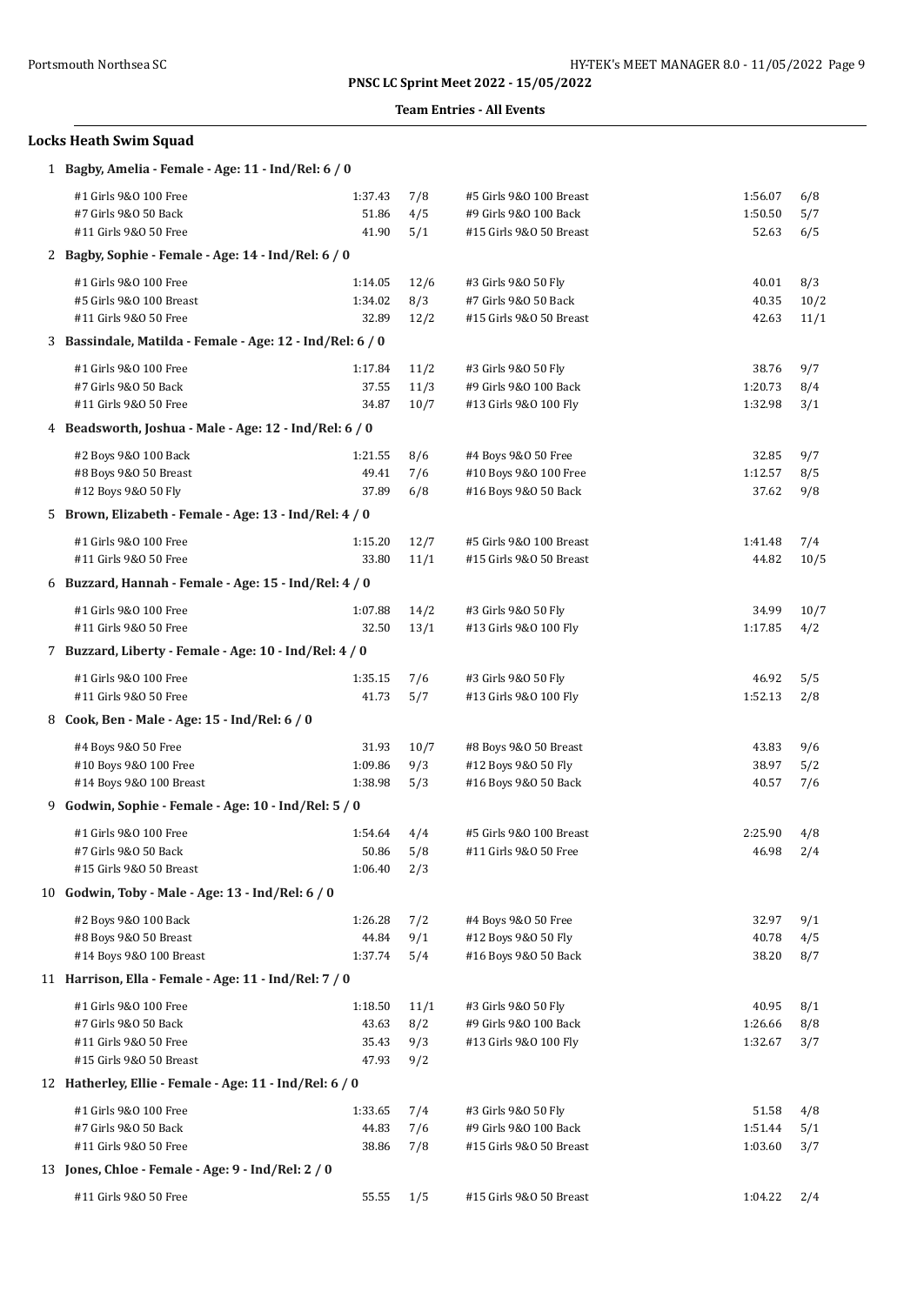**PNSC LC Sprint Meet 2022 - 15/05/2022**

**Team Entries - All Events**

## Locks Heath Swim Squad

### 1 Bagby, Amelia - Female - Age: 11 - Ind/Rel: 6 / 0

| Event | Time | Heat/Lane | Event | Time | Heat/Lane |
|---|---|---|---|---|---|
| #1 Girls 9&O 100 Free | 1:37.43 | 7/8 | #5 Girls 9&O 100 Breast | 1:56.07 | 6/8 |
| #7 Girls 9&O 50 Back | 51.86 | 4/5 | #9 Girls 9&O 100 Back | 1:50.50 | 5/7 |
| #11 Girls 9&O 50 Free | 41.90 | 5/1 | #15 Girls 9&O 50 Breast | 52.63 | 6/5 |

### 2 Bagby, Sophie - Female - Age: 14 - Ind/Rel: 6 / 0

| Event | Time | Heat/Lane | Event | Time | Heat/Lane |
|---|---|---|---|---|---|
| #1 Girls 9&O 100 Free | 1:14.05 | 12/6 | #3 Girls 9&O 50 Fly | 40.01 | 8/3 |
| #5 Girls 9&O 100 Breast | 1:34.02 | 8/3 | #7 Girls 9&O 50 Back | 40.35 | 10/2 |
| #11 Girls 9&O 50 Free | 32.89 | 12/2 | #15 Girls 9&O 50 Breast | 42.63 | 11/1 |

### 3 Bassindale, Matilda - Female - Age: 12 - Ind/Rel: 6 / 0

| Event | Time | Heat/Lane | Event | Time | Heat/Lane |
|---|---|---|---|---|---|
| #1 Girls 9&O 100 Free | 1:17.84 | 11/2 | #3 Girls 9&O 50 Fly | 38.76 | 9/7 |
| #7 Girls 9&O 50 Back | 37.55 | 11/3 | #9 Girls 9&O 100 Back | 1:20.73 | 8/4 |
| #11 Girls 9&O 50 Free | 34.87 | 10/7 | #13 Girls 9&O 100 Fly | 1:32.98 | 3/1 |

### 4 Beadsworth, Joshua - Male - Age: 12 - Ind/Rel: 6 / 0

| Event | Time | Heat/Lane | Event | Time | Heat/Lane |
|---|---|---|---|---|---|
| #2 Boys 9&O 100 Back | 1:21.55 | 8/6 | #4 Boys 9&O 50 Free | 32.85 | 9/7 |
| #8 Boys 9&O 50 Breast | 49.41 | 7/6 | #10 Boys 9&O 100 Free | 1:12.57 | 8/5 |
| #12 Boys 9&O 50 Fly | 37.89 | 6/8 | #16 Boys 9&O 50 Back | 37.62 | 9/8 |

### 5 Brown, Elizabeth - Female - Age: 13 - Ind/Rel: 4 / 0

| Event | Time | Heat/Lane | Event | Time | Heat/Lane |
|---|---|---|---|---|---|
| #1 Girls 9&O 100 Free | 1:15.20 | 12/7 | #5 Girls 9&O 100 Breast | 1:41.48 | 7/4 |
| #11 Girls 9&O 50 Free | 33.80 | 11/1 | #15 Girls 9&O 50 Breast | 44.82 | 10/5 |

### 6 Buzzard, Hannah - Female - Age: 15 - Ind/Rel: 4 / 0

| Event | Time | Heat/Lane | Event | Time | Heat/Lane |
|---|---|---|---|---|---|
| #1 Girls 9&O 100 Free | 1:07.88 | 14/2 | #3 Girls 9&O 50 Fly | 34.99 | 10/7 |
| #11 Girls 9&O 50 Free | 32.50 | 13/1 | #13 Girls 9&O 100 Fly | 1:17.85 | 4/2 |

### 7 Buzzard, Liberty - Female - Age: 10 - Ind/Rel: 4 / 0

| Event | Time | Heat/Lane | Event | Time | Heat/Lane |
|---|---|---|---|---|---|
| #1 Girls 9&O 100 Free | 1:35.15 | 7/6 | #3 Girls 9&O 50 Fly | 46.92 | 5/5 |
| #11 Girls 9&O 50 Free | 41.73 | 5/7 | #13 Girls 9&O 100 Fly | 1:52.13 | 2/8 |

### 8 Cook, Ben - Male - Age: 15 - Ind/Rel: 6 / 0

| Event | Time | Heat/Lane | Event | Time | Heat/Lane |
|---|---|---|---|---|---|
| #4 Boys 9&O 50 Free | 31.93 | 10/7 | #8 Boys 9&O 50 Breast | 43.83 | 9/6 |
| #10 Boys 9&O 100 Free | 1:09.86 | 9/3 | #12 Boys 9&O 50 Fly | 38.97 | 5/2 |
| #14 Boys 9&O 100 Breast | 1:38.98 | 5/3 | #16 Boys 9&O 50 Back | 40.57 | 7/6 |

### 9 Godwin, Sophie - Female - Age: 10 - Ind/Rel: 5 / 0

| Event | Time | Heat/Lane | Event | Time | Heat/Lane |
|---|---|---|---|---|---|
| #1 Girls 9&O 100 Free | 1:54.64 | 4/4 | #5 Girls 9&O 100 Breast | 2:25.90 | 4/8 |
| #7 Girls 9&O 50 Back | 50.86 | 5/8 | #11 Girls 9&O 50 Free | 46.98 | 2/4 |
| #15 Girls 9&O 50 Breast | 1:06.40 | 2/3 | | | |

### 10 Godwin, Toby - Male - Age: 13 - Ind/Rel: 6 / 0

| Event | Time | Heat/Lane | Event | Time | Heat/Lane |
|---|---|---|---|---|---|
| #2 Boys 9&O 100 Back | 1:26.28 | 7/2 | #4 Boys 9&O 50 Free | 32.97 | 9/1 |
| #8 Boys 9&O 50 Breast | 44.84 | 9/1 | #12 Boys 9&O 50 Fly | 40.78 | 4/5 |
| #14 Boys 9&O 100 Breast | 1:37.74 | 5/4 | #16 Boys 9&O 50 Back | 38.20 | 8/7 |

### 11 Harrison, Ella - Female - Age: 11 - Ind/Rel: 7 / 0

| Event | Time | Heat/Lane | Event | Time | Heat/Lane |
|---|---|---|---|---|---|
| #1 Girls 9&O 100 Free | 1:18.50 | 11/1 | #3 Girls 9&O 50 Fly | 40.95 | 8/1 |
| #7 Girls 9&O 50 Back | 43.63 | 8/2 | #9 Girls 9&O 100 Back | 1:26.66 | 8/8 |
| #11 Girls 9&O 50 Free | 35.43 | 9/3 | #13 Girls 9&O 100 Fly | 1:32.67 | 3/7 |
| #15 Girls 9&O 50 Breast | 47.93 | 9/2 | | | |

### 12 Hatherley, Ellie - Female - Age: 11 - Ind/Rel: 6 / 0

| Event | Time | Heat/Lane | Event | Time | Heat/Lane |
|---|---|---|---|---|---|
| #1 Girls 9&O 100 Free | 1:33.65 | 7/4 | #3 Girls 9&O 50 Fly | 51.58 | 4/8 |
| #7 Girls 9&O 50 Back | 44.83 | 7/6 | #9 Girls 9&O 100 Back | 1:51.44 | 5/1 |
| #11 Girls 9&O 50 Free | 38.86 | 7/8 | #15 Girls 9&O 50 Breast | 1:03.60 | 3/7 |

### 13 Jones, Chloe - Female - Age: 9 - Ind/Rel: 2 / 0

| Event | Time | Heat/Lane | Event | Time | Heat/Lane |
|---|---|---|---|---|---|
| #11 Girls 9&O 50 Free | 55.55 | 1/5 | #15 Girls 9&O 50 Breast | 1:04.22 | 2/4 |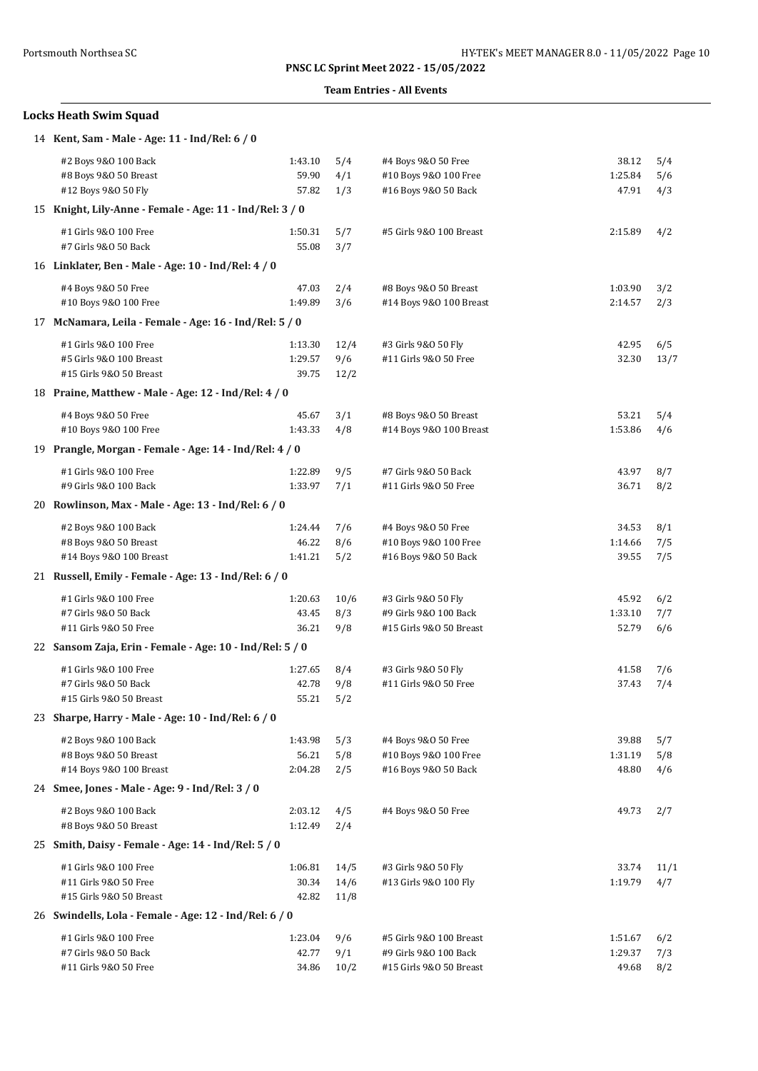**PNSC LC Sprint Meet 2022 - 15/05/2022**

**Team Entries - All Events**

## Locks Heath Swim Squad

### 14 Kent, Sam - Male - Age: 11 - Ind/Rel: 6 / 0

| Event | Time | Heat/Lane | Event | Time | Heat/Lane |
|---|---|---|---|---|---|
| #2 Boys 9&O 100 Back | 1:43.10 | 5/4 | #4 Boys 9&O 50 Free | 38.12 | 5/4 |
| #8 Boys 9&O 50 Breast | 59.90 | 4/1 | #10 Boys 9&O 100 Free | 1:25.84 | 5/6 |
| #12 Boys 9&O 50 Fly | 57.82 | 1/3 | #16 Boys 9&O 50 Back | 47.91 | 4/3 |

### 15 Knight, Lily-Anne - Female - Age: 11 - Ind/Rel: 3 / 0

| Event | Time | Heat/Lane | Event | Time | Heat/Lane |
|---|---|---|---|---|---|
| #1 Girls 9&O 100 Free | 1:50.31 | 5/7 | #5 Girls 9&O 100 Breast | 2:15.89 | 4/2 |
| #7 Girls 9&O 50 Back | 55.08 | 3/7 | | | |

### 16 Linklater, Ben - Male - Age: 10 - Ind/Rel: 4 / 0

| Event | Time | Heat/Lane | Event | Time | Heat/Lane |
|---|---|---|---|---|---|
| #4 Boys 9&O 50 Free | 47.03 | 2/4 | #8 Boys 9&O 50 Breast | 1:03.90 | 3/2 |
| #10 Boys 9&O 100 Free | 1:49.89 | 3/6 | #14 Boys 9&O 100 Breast | 2:14.57 | 2/3 |

### 17 McNamara, Leila - Female - Age: 16 - Ind/Rel: 5 / 0

| Event | Time | Heat/Lane | Event | Time | Heat/Lane |
|---|---|---|---|---|---|
| #1 Girls 9&O 100 Free | 1:13.30 | 12/4 | #3 Girls 9&O 50 Fly | 42.95 | 6/5 |
| #5 Girls 9&O 100 Breast | 1:29.57 | 9/6 | #11 Girls 9&O 50 Free | 32.30 | 13/7 |
| #15 Girls 9&O 50 Breast | 39.75 | 12/2 | | | |

### 18 Praine, Matthew - Male - Age: 12 - Ind/Rel: 4 / 0

| Event | Time | Heat/Lane | Event | Time | Heat/Lane |
|---|---|---|---|---|---|
| #4 Boys 9&O 50 Free | 45.67 | 3/1 | #8 Boys 9&O 50 Breast | 53.21 | 5/4 |
| #10 Boys 9&O 100 Free | 1:43.33 | 4/8 | #14 Boys 9&O 100 Breast | 1:53.86 | 4/6 |

### 19 Prangle, Morgan - Female - Age: 14 - Ind/Rel: 4 / 0

| Event | Time | Heat/Lane | Event | Time | Heat/Lane |
|---|---|---|---|---|---|
| #1 Girls 9&O 100 Free | 1:22.89 | 9/5 | #7 Girls 9&O 50 Back | 43.97 | 8/7 |
| #9 Girls 9&O 100 Back | 1:33.97 | 7/1 | #11 Girls 9&O 50 Free | 36.71 | 8/2 |

### 20 Rowlinson, Max - Male - Age: 13 - Ind/Rel: 6 / 0

| Event | Time | Heat/Lane | Event | Time | Heat/Lane |
|---|---|---|---|---|---|
| #2 Boys 9&O 100 Back | 1:24.44 | 7/6 | #4 Boys 9&O 50 Free | 34.53 | 8/1 |
| #8 Boys 9&O 50 Breast | 46.22 | 8/6 | #10 Boys 9&O 100 Free | 1:14.66 | 7/5 |
| #14 Boys 9&O 100 Breast | 1:41.21 | 5/2 | #16 Boys 9&O 50 Back | 39.55 | 7/5 |

### 21 Russell, Emily - Female - Age: 13 - Ind/Rel: 6 / 0

| Event | Time | Heat/Lane | Event | Time | Heat/Lane |
|---|---|---|---|---|---|
| #1 Girls 9&O 100 Free | 1:20.63 | 10/6 | #3 Girls 9&O 50 Fly | 45.92 | 6/2 |
| #7 Girls 9&O 50 Back | 43.45 | 8/3 | #9 Girls 9&O 100 Back | 1:33.10 | 7/7 |
| #11 Girls 9&O 50 Free | 36.21 | 9/8 | #15 Girls 9&O 50 Breast | 52.79 | 6/6 |

### 22 Sansom Zaja, Erin - Female - Age: 10 - Ind/Rel: 5 / 0

| Event | Time | Heat/Lane | Event | Time | Heat/Lane |
|---|---|---|---|---|---|
| #1 Girls 9&O 100 Free | 1:27.65 | 8/4 | #3 Girls 9&O 50 Fly | 41.58 | 7/6 |
| #7 Girls 9&O 50 Back | 42.78 | 9/8 | #11 Girls 9&O 50 Free | 37.43 | 7/4 |
| #15 Girls 9&O 50 Breast | 55.21 | 5/2 | | | |

### 23 Sharpe, Harry - Male - Age: 10 - Ind/Rel: 6 / 0

| Event | Time | Heat/Lane | Event | Time | Heat/Lane |
|---|---|---|---|---|---|
| #2 Boys 9&O 100 Back | 1:43.98 | 5/3 | #4 Boys 9&O 50 Free | 39.88 | 5/7 |
| #8 Boys 9&O 50 Breast | 56.21 | 5/8 | #10 Boys 9&O 100 Free | 1:31.19 | 5/8 |
| #14 Boys 9&O 100 Breast | 2:04.28 | 2/5 | #16 Boys 9&O 50 Back | 48.80 | 4/6 |

### 24 Smee, Jones - Male - Age: 9 - Ind/Rel: 3 / 0

| Event | Time | Heat/Lane | Event | Time | Heat/Lane |
|---|---|---|---|---|---|
| #2 Boys 9&O 100 Back | 2:03.12 | 4/5 | #4 Boys 9&O 50 Free | 49.73 | 2/7 |
| #8 Boys 9&O 50 Breast | 1:12.49 | 2/4 | | | |

### 25 Smith, Daisy - Female - Age: 14 - Ind/Rel: 5 / 0

| Event | Time | Heat/Lane | Event | Time | Heat/Lane |
|---|---|---|---|---|---|
| #1 Girls 9&O 100 Free | 1:06.81 | 14/5 | #3 Girls 9&O 50 Fly | 33.74 | 11/1 |
| #11 Girls 9&O 50 Free | 30.34 | 14/6 | #13 Girls 9&O 100 Fly | 1:19.79 | 4/7 |
| #15 Girls 9&O 50 Breast | 42.82 | 11/8 | | | |

### 26 Swindells, Lola - Female - Age: 12 - Ind/Rel: 6 / 0

| Event | Time | Heat/Lane | Event | Time | Heat/Lane |
|---|---|---|---|---|---|
| #1 Girls 9&O 100 Free | 1:23.04 | 9/6 | #5 Girls 9&O 100 Breast | 1:51.67 | 6/2 |
| #7 Girls 9&O 50 Back | 42.77 | 9/1 | #9 Girls 9&O 100 Back | 1:29.37 | 7/3 |
| #11 Girls 9&O 50 Free | 34.86 | 10/2 | #15 Girls 9&O 50 Breast | 49.68 | 8/2 |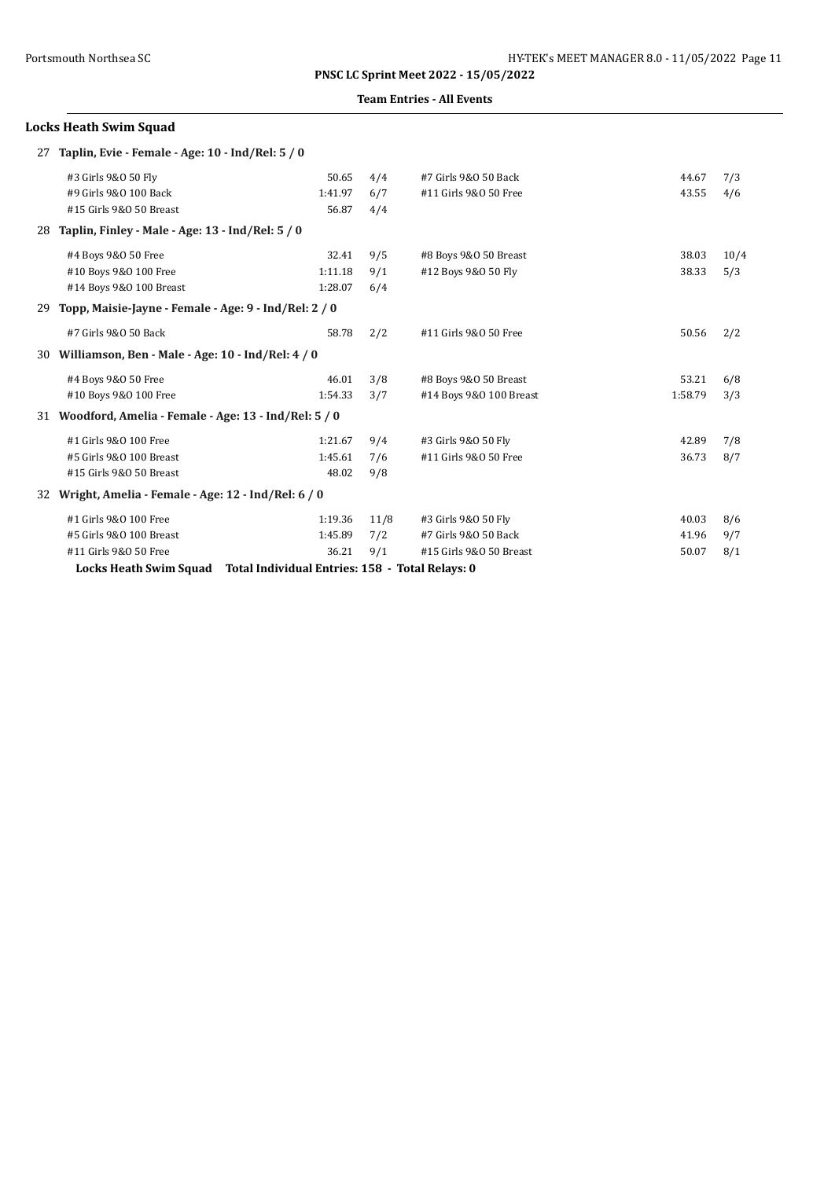**PNSC LC Sprint Meet 2022 - 15/05/2022**

**Team Entries - All Events**

## Locks Heath Swim Squad

### 27 Taplin, Evie - Female - Age: 10 - Ind/Rel: 5 / 0

| Event | Time | Heat/Lane | Event | Time | Heat/Lane |
|---|---|---|---|---|---|
| #3 Girls 9&O 50 Fly | 50.65 | 4/4 | #7 Girls 9&O 50 Back | 44.67 | 7/3 |
| #9 Girls 9&O 100 Back | 1:41.97 | 6/7 | #11 Girls 9&O 50 Free | 43.55 | 4/6 |
| #15 Girls 9&O 50 Breast | 56.87 | 4/4 | | | |

### 28 Taplin, Finley - Male - Age: 13 - Ind/Rel: 5 / 0

| Event | Time | Heat/Lane | Event | Time | Heat/Lane |
|---|---|---|---|---|---|
| #4 Boys 9&O 50 Free | 32.41 | 9/5 | #8 Boys 9&O 50 Breast | 38.03 | 10/4 |
| #10 Boys 9&O 100 Free | 1:11.18 | 9/1 | #12 Boys 9&O 50 Fly | 38.33 | 5/3 |
| #14 Boys 9&O 100 Breast | 1:28.07 | 6/4 | | | |

### 29 Topp, Maisie-Jayne - Female - Age: 9 - Ind/Rel: 2 / 0

| Event | Time | Heat/Lane | Event | Time | Heat/Lane |
|---|---|---|---|---|---|
| #7 Girls 9&O 50 Back | 58.78 | 2/2 | #11 Girls 9&O 50 Free | 50.56 | 2/2 |

### 30 Williamson, Ben - Male - Age: 10 - Ind/Rel: 4 / 0

| Event | Time | Heat/Lane | Event | Time | Heat/Lane |
|---|---|---|---|---|---|
| #4 Boys 9&O 50 Free | 46.01 | 3/8 | #8 Boys 9&O 50 Breast | 53.21 | 6/8 |
| #10 Boys 9&O 100 Free | 1:54.33 | 3/7 | #14 Boys 9&O 100 Breast | 1:58.79 | 3/3 |

### 31 Woodford, Amelia - Female - Age: 13 - Ind/Rel: 5 / 0

| Event | Time | Heat/Lane | Event | Time | Heat/Lane |
|---|---|---|---|---|---|
| #1 Girls 9&O 100 Free | 1:21.67 | 9/4 | #3 Girls 9&O 50 Fly | 42.89 | 7/8 |
| #5 Girls 9&O 100 Breast | 1:45.61 | 7/6 | #11 Girls 9&O 50 Free | 36.73 | 8/7 |
| #15 Girls 9&O 50 Breast | 48.02 | 9/8 | | | |

### 32 Wright, Amelia - Female - Age: 12 - Ind/Rel: 6 / 0

| Event | Time | Heat/Lane | Event | Time | Heat/Lane |
|---|---|---|---|---|---|
| #1 Girls 9&O 100 Free | 1:19.36 | 11/8 | #3 Girls 9&O 50 Fly | 40.03 | 8/6 |
| #5 Girls 9&O 100 Breast | 1:45.89 | 7/2 | #7 Girls 9&O 50 Back | 41.96 | 9/7 |
| #11 Girls 9&O 50 Free | 36.21 | 9/1 | #15 Girls 9&O 50 Breast | 50.07 | 8/1 |

**Locks Heath Swim Squad Total Individual Entries: 158 - Total Relays: 0**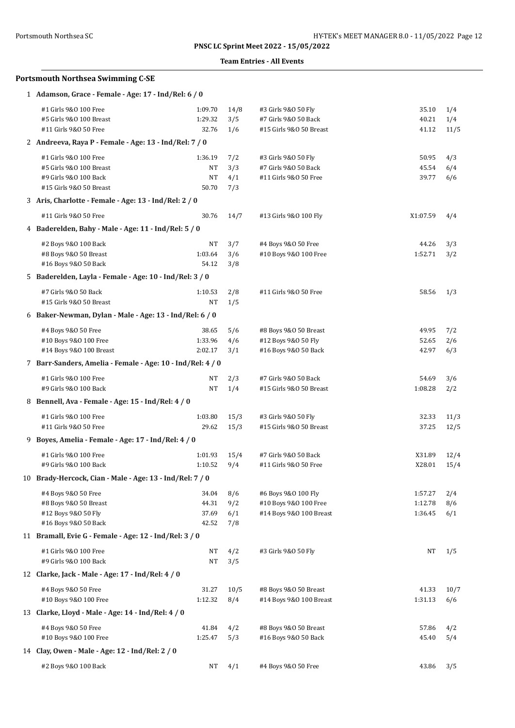# PNSC LC Sprint Meet 2022 - 15/05/2022

## Team Entries - All Events

### Portsmouth Northsea Swimming C-SE

**1 Adamson, Grace - Female - Age: 17 - Ind/Rel: 6 / 0**

| Event | Seed | Heat/Lane | Event | Seed | Heat/Lane |
|---|---|---|---|---|---|
| #1 Girls 9&O 100 Free | 1:09.70 | 14/8 | #3 Girls 9&O 50 Fly | 35.10 | 1/4 |
| #5 Girls 9&O 100 Breast | 1:29.32 | 3/5 | #7 Girls 9&O 50 Back | 40.21 | 1/4 |
| #11 Girls 9&O 50 Free | 32.76 | 1/6 | #15 Girls 9&O 50 Breast | 41.12 | 11/5 |

**2 Andreeva, Raya P - Female - Age: 13 - Ind/Rel: 7 / 0**

| Event | Seed | Heat/Lane | Event | Seed | Heat/Lane |
|---|---|---|---|---|---|
| #1 Girls 9&O 100 Free | 1:36.19 | 7/2 | #3 Girls 9&O 50 Fly | 50.95 | 4/3 |
| #5 Girls 9&O 100 Breast | NT | 3/3 | #7 Girls 9&O 50 Back | 45.54 | 6/4 |
| #9 Girls 9&O 100 Back | NT | 4/1 | #11 Girls 9&O 50 Free | 39.77 | 6/6 |
| #15 Girls 9&O 50 Breast | 50.70 | 7/3 | | | |

**3 Aris, Charlotte - Female - Age: 13 - Ind/Rel: 2 / 0**

| Event | Seed | Heat/Lane | Event | Seed | Heat/Lane |
|---|---|---|---|---|---|
| #11 Girls 9&O 50 Free | 30.76 | 14/7 | #13 Girls 9&O 100 Fly | X1:07.59 | 4/4 |

**4 Baderelden, Bahy - Male - Age: 11 - Ind/Rel: 5 / 0**

| Event | Seed | Heat/Lane | Event | Seed | Heat/Lane |
|---|---|---|---|---|---|
| #2 Boys 9&O 100 Back | NT | 3/7 | #4 Boys 9&O 50 Free | 44.26 | 3/3 |
| #8 Boys 9&O 50 Breast | 1:03.64 | 3/6 | #10 Boys 9&O 100 Free | 1:52.71 | 3/2 |
| #16 Boys 9&O 50 Back | 54.12 | 3/8 | | | |

**5 Baderelden, Layla - Female - Age: 10 - Ind/Rel: 3 / 0**

| Event | Seed | Heat/Lane | Event | Seed | Heat/Lane |
|---|---|---|---|---|---|
| #7 Girls 9&O 50 Back | 1:10.53 | 2/8 | #11 Girls 9&O 50 Free | 58.56 | 1/3 |
| #15 Girls 9&O 50 Breast | NT | 1/5 | | | |

**6 Baker-Newman, Dylan - Male - Age: 13 - Ind/Rel: 6 / 0**

| Event | Seed | Heat/Lane | Event | Seed | Heat/Lane |
|---|---|---|---|---|---|
| #4 Boys 9&O 50 Free | 38.65 | 5/6 | #8 Boys 9&O 50 Breast | 49.95 | 7/2 |
| #10 Boys 9&O 100 Free | 1:33.96 | 4/6 | #12 Boys 9&O 50 Fly | 52.65 | 2/6 |
| #14 Boys 9&O 100 Breast | 2:02.17 | 3/1 | #16 Boys 9&O 50 Back | 42.97 | 6/3 |

**7 Barr-Sanders, Amelia - Female - Age: 10 - Ind/Rel: 4 / 0**

| Event | Seed | Heat/Lane | Event | Seed | Heat/Lane |
|---|---|---|---|---|---|
| #1 Girls 9&O 100 Free | NT | 2/3 | #7 Girls 9&O 50 Back | 54.69 | 3/6 |
| #9 Girls 9&O 100 Back | NT | 1/4 | #15 Girls 9&O 50 Breast | 1:08.28 | 2/2 |

**8 Bennell, Ava - Female - Age: 15 - Ind/Rel: 4 / 0**

| Event | Seed | Heat/Lane | Event | Seed | Heat/Lane |
|---|---|---|---|---|---|
| #1 Girls 9&O 100 Free | 1:03.80 | 15/3 | #3 Girls 9&O 50 Fly | 32.33 | 11/3 |
| #11 Girls 9&O 50 Free | 29.62 | 15/3 | #15 Girls 9&O 50 Breast | 37.25 | 12/5 |

**9 Boyes, Amelia - Female - Age: 17 - Ind/Rel: 4 / 0**

| Event | Seed | Heat/Lane | Event | Seed | Heat/Lane |
|---|---|---|---|---|---|
| #1 Girls 9&O 100 Free | 1:01.93 | 15/4 | #7 Girls 9&O 50 Back | X31.89 | 12/4 |
| #9 Girls 9&O 100 Back | 1:10.52 | 9/4 | #11 Girls 9&O 50 Free | X28.01 | 15/4 |

**10 Brady-Hercock, Cian - Male - Age: 13 - Ind/Rel: 7 / 0**

| Event | Seed | Heat/Lane | Event | Seed | Heat/Lane |
|---|---|---|---|---|---|
| #4 Boys 9&O 50 Free | 34.04 | 8/6 | #6 Boys 9&O 100 Fly | 1:57.27 | 2/4 |
| #8 Boys 9&O 50 Breast | 44.31 | 9/2 | #10 Boys 9&O 100 Free | 1:12.78 | 8/6 |
| #12 Boys 9&O 50 Fly | 37.69 | 6/1 | #14 Boys 9&O 100 Breast | 1:36.45 | 6/1 |
| #16 Boys 9&O 50 Back | 42.52 | 7/8 | | | |

**11 Bramall, Evie G - Female - Age: 12 - Ind/Rel: 3 / 0**

| Event | Seed | Heat/Lane | Event | Seed | Heat/Lane |
|---|---|---|---|---|---|
| #1 Girls 9&O 100 Free | NT | 4/2 | #3 Girls 9&O 50 Fly | NT | 1/5 |
| #9 Girls 9&O 100 Back | NT | 3/5 | | | |

**12 Clarke, Jack - Male - Age: 17 - Ind/Rel: 4 / 0**

| Event | Seed | Heat/Lane | Event | Seed | Heat/Lane |
|---|---|---|---|---|---|
| #4 Boys 9&O 50 Free | 31.27 | 10/5 | #8 Boys 9&O 50 Breast | 41.33 | 10/7 |
| #10 Boys 9&O 100 Free | 1:12.32 | 8/4 | #14 Boys 9&O 100 Breast | 1:31.13 | 6/6 |

**13 Clarke, Lloyd - Male - Age: 14 - Ind/Rel: 4 / 0**

| Event | Seed | Heat/Lane | Event | Seed | Heat/Lane |
|---|---|---|---|---|---|
| #4 Boys 9&O 50 Free | 41.84 | 4/2 | #8 Boys 9&O 50 Breast | 57.86 | 4/2 |
| #10 Boys 9&O 100 Free | 1:25.47 | 5/3 | #16 Boys 9&O 50 Back | 45.40 | 5/4 |

**14 Clay, Owen - Male - Age: 12 - Ind/Rel: 2 / 0**

| Event | Seed | Heat/Lane | Event | Seed | Heat/Lane |
|---|---|---|---|---|---|
| #2 Boys 9&O 100 Back | NT | 4/1 | #4 Boys 9&O 50 Free | 43.86 | 3/5 |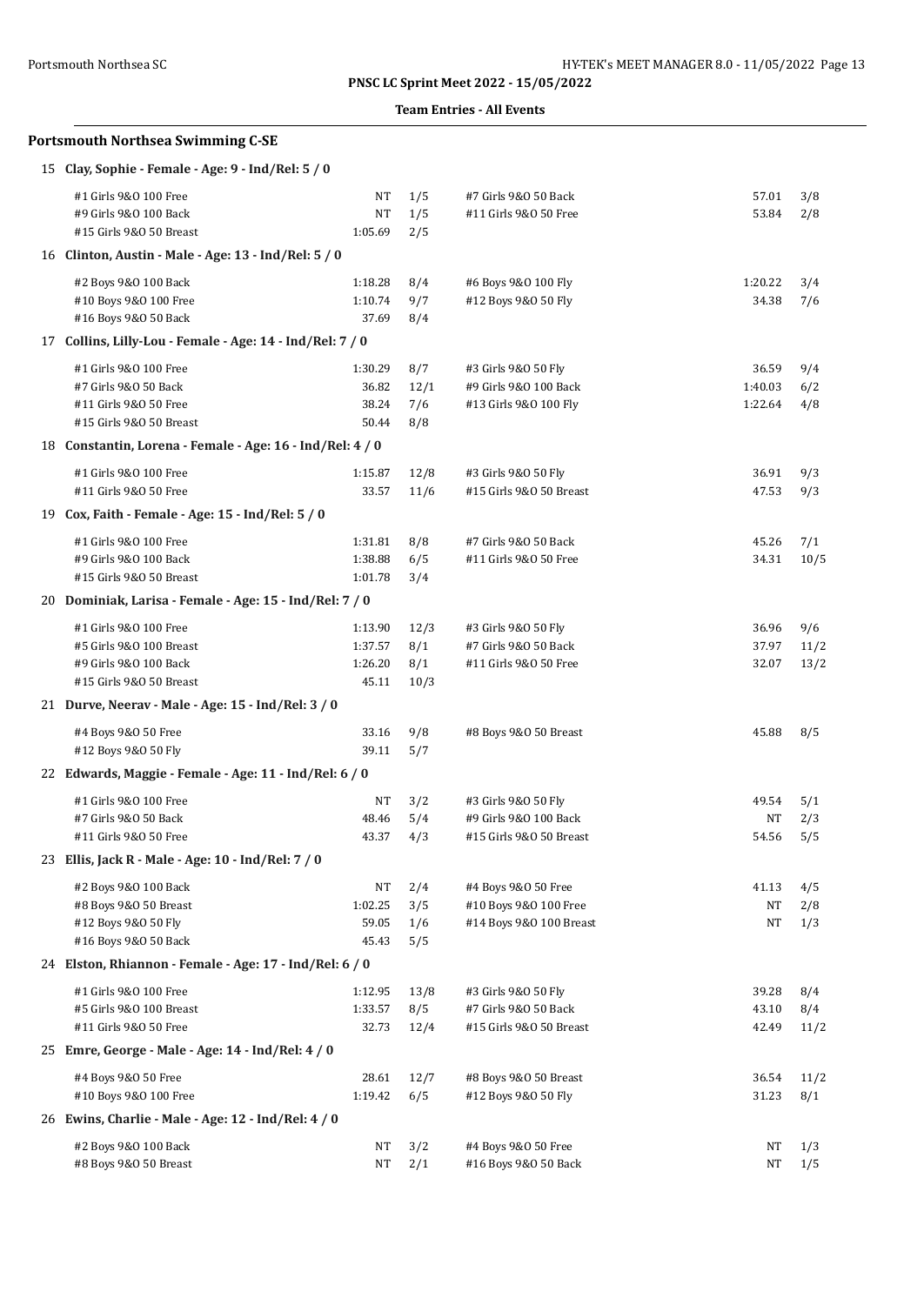**PNSC LC Sprint Meet 2022 - 15/05/2022**

**Team Entries - All Events**

## Portsmouth Northsea Swimming C-SE

### 15 Clay, Sophie - Female - Age: 9 - Ind/Rel: 5 / 0

| Event | Seed | Heat/Lane | Event | Seed | Heat/Lane |
|---|---|---|---|---|---|
| #1 Girls 9&O 100 Free | NT | 1/5 | #7 Girls 9&O 50 Back | 57.01 | 3/8 |
| #9 Girls 9&O 100 Back | NT | 1/5 | #11 Girls 9&O 50 Free | 53.84 | 2/8 |
| #15 Girls 9&O 50 Breast | 1:05.69 | 2/5 | | | |

### 16 Clinton, Austin - Male - Age: 13 - Ind/Rel: 5 / 0

| Event | Seed | Heat/Lane | Event | Seed | Heat/Lane |
|---|---|---|---|---|---|
| #2 Boys 9&O 100 Back | 1:18.28 | 8/4 | #6 Boys 9&O 100 Fly | 1:20.22 | 3/4 |
| #10 Boys 9&O 100 Free | 1:10.74 | 9/7 | #12 Boys 9&O 50 Fly | 34.38 | 7/6 |
| #16 Boys 9&O 50 Back | 37.69 | 8/4 | | | |

### 17 Collins, Lilly-Lou - Female - Age: 14 - Ind/Rel: 7 / 0

| Event | Seed | Heat/Lane | Event | Seed | Heat/Lane |
|---|---|---|---|---|---|
| #1 Girls 9&O 100 Free | 1:30.29 | 8/7 | #3 Girls 9&O 50 Fly | 36.59 | 9/4 |
| #7 Girls 9&O 50 Back | 36.82 | 12/1 | #9 Girls 9&O 100 Back | 1:40.03 | 6/2 |
| #11 Girls 9&O 50 Free | 38.24 | 7/6 | #13 Girls 9&O 100 Fly | 1:22.64 | 4/8 |
| #15 Girls 9&O 50 Breast | 50.44 | 8/8 | | | |

### 18 Constantin, Lorena - Female - Age: 16 - Ind/Rel: 4 / 0

| Event | Seed | Heat/Lane | Event | Seed | Heat/Lane |
|---|---|---|---|---|---|
| #1 Girls 9&O 100 Free | 1:15.87 | 12/8 | #3 Girls 9&O 50 Fly | 36.91 | 9/3 |
| #11 Girls 9&O 50 Free | 33.57 | 11/6 | #15 Girls 9&O 50 Breast | 47.53 | 9/3 |

### 19 Cox, Faith - Female - Age: 15 - Ind/Rel: 5 / 0

| Event | Seed | Heat/Lane | Event | Seed | Heat/Lane |
|---|---|---|---|---|---|
| #1 Girls 9&O 100 Free | 1:31.81 | 8/8 | #7 Girls 9&O 50 Back | 45.26 | 7/1 |
| #9 Girls 9&O 100 Back | 1:38.88 | 6/5 | #11 Girls 9&O 50 Free | 34.31 | 10/5 |
| #15 Girls 9&O 50 Breast | 1:01.78 | 3/4 | | | |

### 20 Dominiak, Larisa - Female - Age: 15 - Ind/Rel: 7 / 0

| Event | Seed | Heat/Lane | Event | Seed | Heat/Lane |
|---|---|---|---|---|---|
| #1 Girls 9&O 100 Free | 1:13.90 | 12/3 | #3 Girls 9&O 50 Fly | 36.96 | 9/6 |
| #5 Girls 9&O 100 Breast | 1:37.57 | 8/1 | #7 Girls 9&O 50 Back | 37.97 | 11/2 |
| #9 Girls 9&O 100 Back | 1:26.20 | 8/1 | #11 Girls 9&O 50 Free | 32.07 | 13/2 |
| #15 Girls 9&O 50 Breast | 45.11 | 10/3 | | | |

### 21 Durve, Neerav - Male - Age: 15 - Ind/Rel: 3 / 0

| Event | Seed | Heat/Lane | Event | Seed | Heat/Lane |
|---|---|---|---|---|---|
| #4 Boys 9&O 50 Free | 33.16 | 9/8 | #8 Boys 9&O 50 Breast | 45.88 | 8/5 |
| #12 Boys 9&O 50 Fly | 39.11 | 5/7 | | | |

### 22 Edwards, Maggie - Female - Age: 11 - Ind/Rel: 6 / 0

| Event | Seed | Heat/Lane | Event | Seed | Heat/Lane |
|---|---|---|---|---|---|
| #1 Girls 9&O 100 Free | NT | 3/2 | #3 Girls 9&O 50 Fly | 49.54 | 5/1 |
| #7 Girls 9&O 50 Back | 48.46 | 5/4 | #9 Girls 9&O 100 Back | NT | 2/3 |
| #11 Girls 9&O 50 Free | 43.37 | 4/3 | #15 Girls 9&O 50 Breast | 54.56 | 5/5 |

### 23 Ellis, Jack R - Male - Age: 10 - Ind/Rel: 7 / 0

| Event | Seed | Heat/Lane | Event | Seed | Heat/Lane |
|---|---|---|---|---|---|
| #2 Boys 9&O 100 Back | NT | 2/4 | #4 Boys 9&O 50 Free | 41.13 | 4/5 |
| #8 Boys 9&O 50 Breast | 1:02.25 | 3/5 | #10 Boys 9&O 100 Free | NT | 2/8 |
| #12 Boys 9&O 50 Fly | 59.05 | 1/6 | #14 Boys 9&O 100 Breast | NT | 1/3 |
| #16 Boys 9&O 50 Back | 45.43 | 5/5 | | | |

### 24 Elston, Rhiannon - Female - Age: 17 - Ind/Rel: 6 / 0

| Event | Seed | Heat/Lane | Event | Seed | Heat/Lane |
|---|---|---|---|---|---|
| #1 Girls 9&O 100 Free | 1:12.95 | 13/8 | #3 Girls 9&O 50 Fly | 39.28 | 8/4 |
| #5 Girls 9&O 100 Breast | 1:33.57 | 8/5 | #7 Girls 9&O 50 Back | 43.10 | 8/4 |
| #11 Girls 9&O 50 Free | 32.73 | 12/4 | #15 Girls 9&O 50 Breast | 42.49 | 11/2 |

### 25 Emre, George - Male - Age: 14 - Ind/Rel: 4 / 0

| Event | Seed | Heat/Lane | Event | Seed | Heat/Lane |
|---|---|---|---|---|---|
| #4 Boys 9&O 50 Free | 28.61 | 12/7 | #8 Boys 9&O 50 Breast | 36.54 | 11/2 |
| #10 Boys 9&O 100 Free | 1:19.42 | 6/5 | #12 Boys 9&O 50 Fly | 31.23 | 8/1 |

### 26 Ewins, Charlie - Male - Age: 12 - Ind/Rel: 4 / 0

| Event | Seed | Heat/Lane | Event | Seed | Heat/Lane |
|---|---|---|---|---|---|
| #2 Boys 9&O 100 Back | NT | 3/2 | #4 Boys 9&O 50 Free | NT | 1/3 |
| #8 Boys 9&O 50 Breast | NT | 2/1 | #16 Boys 9&O 50 Back | NT | 1/5 |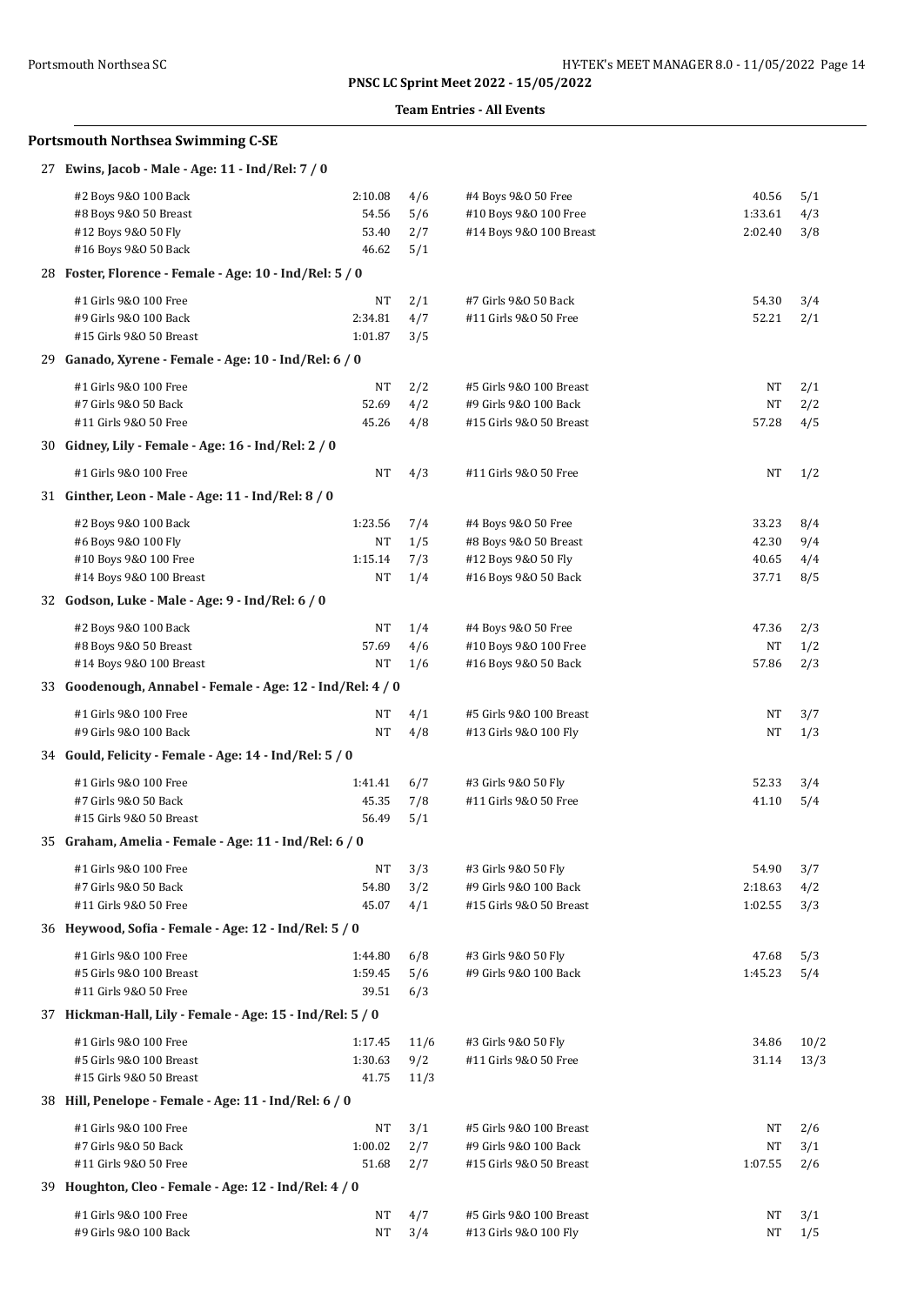**PNSC LC Sprint Meet 2022 - 15/05/2022**

**Team Entries - All Events**

## Portsmouth Northsea Swimming C-SE

### 27 Ewins, Jacob - Male - Age: 11 - Ind/Rel: 7 / 0

| Event | Time | Heat/Lane | Event | Time | Heat/Lane |
|---|---|---|---|---|---|
| #2 Boys 9&O 100 Back | 2:10.08 | 4/6 | #4 Boys 9&O 50 Free | 40.56 | 5/1 |
| #8 Boys 9&O 50 Breast | 54.56 | 5/6 | #10 Boys 9&O 100 Free | 1:33.61 | 4/3 |
| #12 Boys 9&O 50 Fly | 53.40 | 2/7 | #14 Boys 9&O 100 Breast | 2:02.40 | 3/8 |
| #16 Boys 9&O 50 Back | 46.62 | 5/1 | | | |

### 28 Foster, Florence - Female - Age: 10 - Ind/Rel: 5 / 0

| Event | Time | Heat/Lane | Event | Time | Heat/Lane |
|---|---|---|---|---|---|
| #1 Girls 9&O 100 Free | NT | 2/1 | #7 Girls 9&O 50 Back | 54.30 | 3/4 |
| #9 Girls 9&O 100 Back | 2:34.81 | 4/7 | #11 Girls 9&O 50 Free | 52.21 | 2/1 |
| #15 Girls 9&O 50 Breast | 1:01.87 | 3/5 | | | |

### 29 Ganado, Xyrene - Female - Age: 10 - Ind/Rel: 6 / 0

| Event | Time | Heat/Lane | Event | Time | Heat/Lane |
|---|---|---|---|---|---|
| #1 Girls 9&O 100 Free | NT | 2/2 | #5 Girls 9&O 100 Breast | NT | 2/1 |
| #7 Girls 9&O 50 Back | 52.69 | 4/2 | #9 Girls 9&O 100 Back | NT | 2/2 |
| #11 Girls 9&O 50 Free | 45.26 | 4/8 | #15 Girls 9&O 50 Breast | 57.28 | 4/5 |

### 30 Gidney, Lily - Female - Age: 16 - Ind/Rel: 2 / 0

| Event | Time | Heat/Lane | Event | Time | Heat/Lane |
|---|---|---|---|---|---|
| #1 Girls 9&O 100 Free | NT | 4/3 | #11 Girls 9&O 50 Free | NT | 1/2 |

### 31 Ginther, Leon - Male - Age: 11 - Ind/Rel: 8 / 0

| Event | Time | Heat/Lane | Event | Time | Heat/Lane |
|---|---|---|---|---|---|
| #2 Boys 9&O 100 Back | 1:23.56 | 7/4 | #4 Boys 9&O 50 Free | 33.23 | 8/4 |
| #6 Boys 9&O 100 Fly | NT | 1/5 | #8 Boys 9&O 50 Breast | 42.30 | 9/4 |
| #10 Boys 9&O 100 Free | 1:15.14 | 7/3 | #12 Boys 9&O 50 Fly | 40.65 | 4/4 |
| #14 Boys 9&O 100 Breast | NT | 1/4 | #16 Boys 9&O 50 Back | 37.71 | 8/5 |

### 32 Godson, Luke - Male - Age: 9 - Ind/Rel: 6 / 0

| Event | Time | Heat/Lane | Event | Time | Heat/Lane |
|---|---|---|---|---|---|
| #2 Boys 9&O 100 Back | NT | 1/4 | #4 Boys 9&O 50 Free | 47.36 | 2/3 |
| #8 Boys 9&O 50 Breast | 57.69 | 4/6 | #10 Boys 9&O 100 Free | NT | 1/2 |
| #14 Boys 9&O 100 Breast | NT | 1/6 | #16 Boys 9&O 50 Back | 57.86 | 2/3 |

### 33 Goodenough, Annabel - Female - Age: 12 - Ind/Rel: 4 / 0

| Event | Time | Heat/Lane | Event | Time | Heat/Lane |
|---|---|---|---|---|---|
| #1 Girls 9&O 100 Free | NT | 4/1 | #5 Girls 9&O 100 Breast | NT | 3/7 |
| #9 Girls 9&O 100 Back | NT | 4/8 | #13 Girls 9&O 100 Fly | NT | 1/3 |

### 34 Gould, Felicity - Female - Age: 14 - Ind/Rel: 5 / 0

| Event | Time | Heat/Lane | Event | Time | Heat/Lane |
|---|---|---|---|---|---|
| #1 Girls 9&O 100 Free | 1:41.41 | 6/7 | #3 Girls 9&O 50 Fly | 52.33 | 3/4 |
| #7 Girls 9&O 50 Back | 45.35 | 7/8 | #11 Girls 9&O 50 Free | 41.10 | 5/4 |
| #15 Girls 9&O 50 Breast | 56.49 | 5/1 | | | |

### 35 Graham, Amelia - Female - Age: 11 - Ind/Rel: 6 / 0

| Event | Time | Heat/Lane | Event | Time | Heat/Lane |
|---|---|---|---|---|---|
| #1 Girls 9&O 100 Free | NT | 3/3 | #3 Girls 9&O 50 Fly | 54.90 | 3/7 |
| #7 Girls 9&O 50 Back | 54.80 | 3/2 | #9 Girls 9&O 100 Back | 2:18.63 | 4/2 |
| #11 Girls 9&O 50 Free | 45.07 | 4/1 | #15 Girls 9&O 50 Breast | 1:02.55 | 3/3 |

### 36 Heywood, Sofia - Female - Age: 12 - Ind/Rel: 5 / 0

| Event | Time | Heat/Lane | Event | Time | Heat/Lane |
|---|---|---|---|---|---|
| #1 Girls 9&O 100 Free | 1:44.80 | 6/8 | #3 Girls 9&O 50 Fly | 47.68 | 5/3 |
| #5 Girls 9&O 100 Breast | 1:59.45 | 5/6 | #9 Girls 9&O 100 Back | 1:45.23 | 5/4 |
| #11 Girls 9&O 50 Free | 39.51 | 6/3 | | | |

### 37 Hickman-Hall, Lily - Female - Age: 15 - Ind/Rel: 5 / 0

| Event | Time | Heat/Lane | Event | Time | Heat/Lane |
|---|---|---|---|---|---|
| #1 Girls 9&O 100 Free | 1:17.45 | 11/6 | #3 Girls 9&O 50 Fly | 34.86 | 10/2 |
| #5 Girls 9&O 100 Breast | 1:30.63 | 9/2 | #11 Girls 9&O 50 Free | 31.14 | 13/3 |
| #15 Girls 9&O 50 Breast | 41.75 | 11/3 | | | |

### 38 Hill, Penelope - Female - Age: 11 - Ind/Rel: 6 / 0

| Event | Time | Heat/Lane | Event | Time | Heat/Lane |
|---|---|---|---|---|---|
| #1 Girls 9&O 100 Free | NT | 3/1 | #5 Girls 9&O 100 Breast | NT | 2/6 |
| #7 Girls 9&O 50 Back | 1:00.02 | 2/7 | #9 Girls 9&O 100 Back | NT | 3/1 |
| #11 Girls 9&O 50 Free | 51.68 | 2/7 | #15 Girls 9&O 50 Breast | 1:07.55 | 2/6 |

### 39 Houghton, Cleo - Female - Age: 12 - Ind/Rel: 4 / 0

| Event | Time | Heat/Lane | Event | Time | Heat/Lane |
|---|---|---|---|---|---|
| #1 Girls 9&O 100 Free | NT | 4/7 | #5 Girls 9&O 100 Breast | NT | 3/1 |
| #9 Girls 9&O 100 Back | NT | 3/4 | #13 Girls 9&O 100 Fly | NT | 1/5 |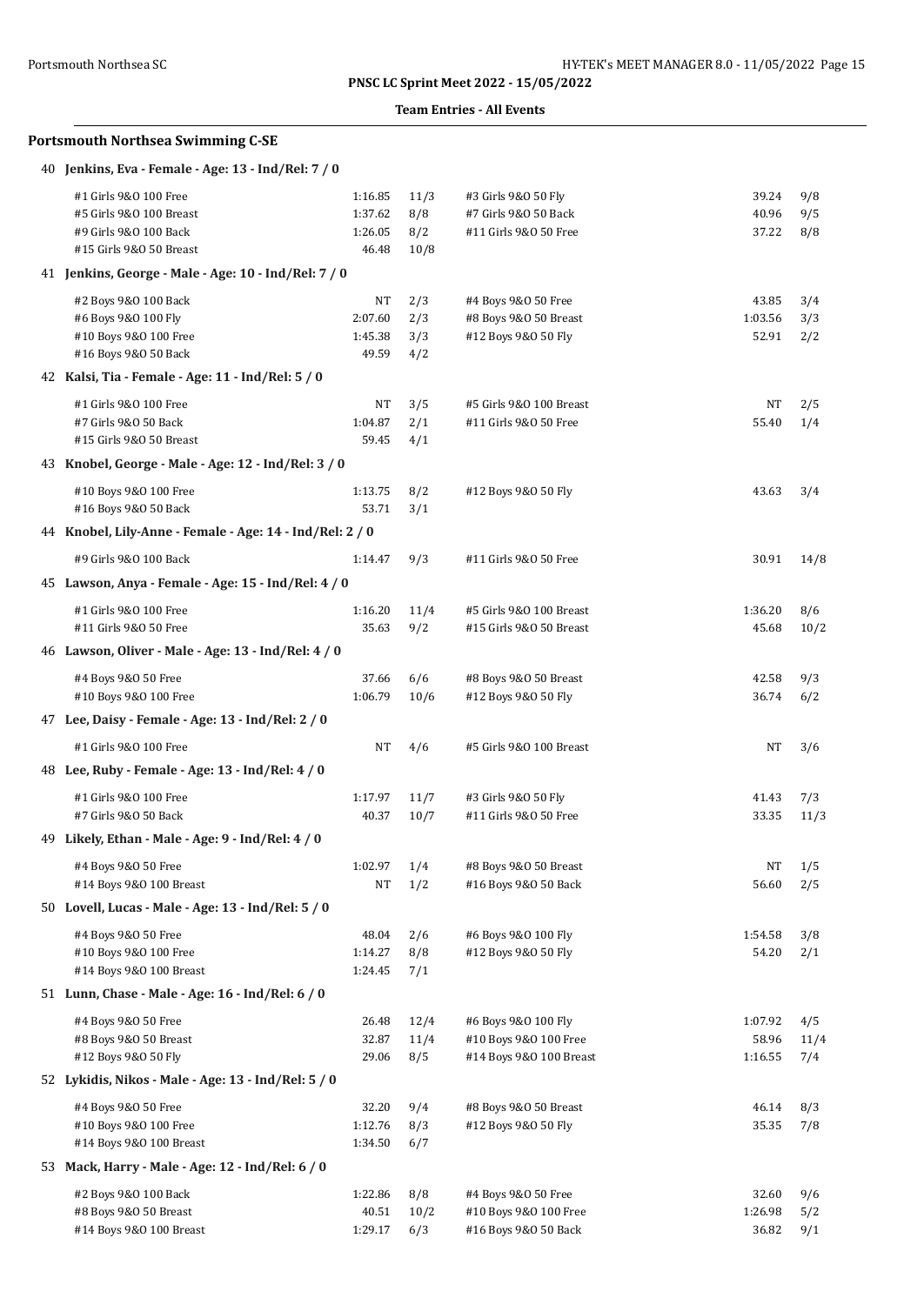PNSC LC Sprint Meet 2022 - 15/05/2022

**Team Entries - All Events**

## Portsmouth Northsea Swimming C-SE

### 40 Jenkins, Eva - Female - Age: 13 - Ind/Rel: 7 / 0

| Event | Time | Heat/Lane | Event | Time | Heat/Lane |
|---|---|---|---|---|---|
| #1 Girls 9&O 100 Free | 1:16.85 | 11/3 | #3 Girls 9&O 50 Fly | 39.24 | 9/8 |
| #5 Girls 9&O 100 Breast | 1:37.62 | 8/8 | #7 Girls 9&O 50 Back | 40.96 | 9/5 |
| #9 Girls 9&O 100 Back | 1:26.05 | 8/2 | #11 Girls 9&O 50 Free | 37.22 | 8/8 |
| #15 Girls 9&O 50 Breast | 46.48 | 10/8 | | | |

### 41 Jenkins, George - Male - Age: 10 - Ind/Rel: 7 / 0

| Event | Time | Heat/Lane | Event | Time | Heat/Lane |
|---|---|---|---|---|---|
| #2 Boys 9&O 100 Back | NT | 2/3 | #4 Boys 9&O 50 Free | 43.85 | 3/4 |
| #6 Boys 9&O 100 Fly | 2:07.60 | 2/3 | #8 Boys 9&O 50 Breast | 1:03.56 | 3/3 |
| #10 Boys 9&O 100 Free | 1:45.38 | 3/3 | #12 Boys 9&O 50 Fly | 52.91 | 2/2 |
| #16 Boys 9&O 50 Back | 49.59 | 4/2 | | | |

### 42 Kalsi, Tia - Female - Age: 11 - Ind/Rel: 5 / 0

| Event | Time | Heat/Lane | Event | Time | Heat/Lane |
|---|---|---|---|---|---|
| #1 Girls 9&O 100 Free | NT | 3/5 | #5 Girls 9&O 100 Breast | NT | 2/5 |
| #7 Girls 9&O 50 Back | 1:04.87 | 2/1 | #11 Girls 9&O 50 Free | 55.40 | 1/4 |
| #15 Girls 9&O 50 Breast | 59.45 | 4/1 | | | |

### 43 Knobel, George - Male - Age: 12 - Ind/Rel: 3 / 0

| Event | Time | Heat/Lane | Event | Time | Heat/Lane |
|---|---|---|---|---|---|
| #10 Boys 9&O 100 Free | 1:13.75 | 8/2 | #12 Boys 9&O 50 Fly | 43.63 | 3/4 |
| #16 Boys 9&O 50 Back | 53.71 | 3/1 | | | |

### 44 Knobel, Lily-Anne - Female - Age: 14 - Ind/Rel: 2 / 0

| Event | Time | Heat/Lane | Event | Time | Heat/Lane |
|---|---|---|---|---|---|
| #9 Girls 9&O 100 Back | 1:14.47 | 9/3 | #11 Girls 9&O 50 Free | 30.91 | 14/8 |

### 45 Lawson, Anya - Female - Age: 15 - Ind/Rel: 4 / 0

| Event | Time | Heat/Lane | Event | Time | Heat/Lane |
|---|---|---|---|---|---|
| #1 Girls 9&O 100 Free | 1:16.20 | 11/4 | #5 Girls 9&O 100 Breast | 1:36.20 | 8/6 |
| #11 Girls 9&O 50 Free | 35.63 | 9/2 | #15 Girls 9&O 50 Breast | 45.68 | 10/2 |

### 46 Lawson, Oliver - Male - Age: 13 - Ind/Rel: 4 / 0

| Event | Time | Heat/Lane | Event | Time | Heat/Lane |
|---|---|---|---|---|---|
| #4 Boys 9&O 50 Free | 37.66 | 6/6 | #8 Boys 9&O 50 Breast | 42.58 | 9/3 |
| #10 Boys 9&O 100 Free | 1:06.79 | 10/6 | #12 Boys 9&O 50 Fly | 36.74 | 6/2 |

### 47 Lee, Daisy - Female - Age: 13 - Ind/Rel: 2 / 0

| Event | Time | Heat/Lane | Event | Time | Heat/Lane |
|---|---|---|---|---|---|
| #1 Girls 9&O 100 Free | NT | 4/6 | #5 Girls 9&O 100 Breast | NT | 3/6 |

### 48 Lee, Ruby - Female - Age: 13 - Ind/Rel: 4 / 0

| Event | Time | Heat/Lane | Event | Time | Heat/Lane |
|---|---|---|---|---|---|
| #1 Girls 9&O 100 Free | 1:17.97 | 11/7 | #3 Girls 9&O 50 Fly | 41.43 | 7/3 |
| #7 Girls 9&O 50 Back | 40.37 | 10/7 | #11 Girls 9&O 50 Free | 33.35 | 11/3 |

### 49 Likely, Ethan - Male - Age: 9 - Ind/Rel: 4 / 0

| Event | Time | Heat/Lane | Event | Time | Heat/Lane |
|---|---|---|---|---|---|
| #4 Boys 9&O 50 Free | 1:02.97 | 1/4 | #8 Boys 9&O 50 Breast | NT | 1/5 |
| #14 Boys 9&O 100 Breast | NT | 1/2 | #16 Boys 9&O 50 Back | 56.60 | 2/5 |

### 50 Lovell, Lucas - Male - Age: 13 - Ind/Rel: 5 / 0

| Event | Time | Heat/Lane | Event | Time | Heat/Lane |
|---|---|---|---|---|---|
| #4 Boys 9&O 50 Free | 48.04 | 2/6 | #6 Boys 9&O 100 Fly | 1:54.58 | 3/8 |
| #10 Boys 9&O 100 Free | 1:14.27 | 8/8 | #12 Boys 9&O 50 Fly | 54.20 | 2/1 |
| #14 Boys 9&O 100 Breast | 1:24.45 | 7/1 | | | |

### 51 Lunn, Chase - Male - Age: 16 - Ind/Rel: 6 / 0

| Event | Time | Heat/Lane | Event | Time | Heat/Lane |
|---|---|---|---|---|---|
| #4 Boys 9&O 50 Free | 26.48 | 12/4 | #6 Boys 9&O 100 Fly | 1:07.92 | 4/5 |
| #8 Boys 9&O 50 Breast | 32.87 | 11/4 | #10 Boys 9&O 100 Free | 58.96 | 11/4 |
| #12 Boys 9&O 50 Fly | 29.06 | 8/5 | #14 Boys 9&O 100 Breast | 1:16.55 | 7/4 |

### 52 Lykidis, Nikos - Male - Age: 13 - Ind/Rel: 5 / 0

| Event | Time | Heat/Lane | Event | Time | Heat/Lane |
|---|---|---|---|---|---|
| #4 Boys 9&O 50 Free | 32.20 | 9/4 | #8 Boys 9&O 50 Breast | 46.14 | 8/3 |
| #10 Boys 9&O 100 Free | 1:12.76 | 8/3 | #12 Boys 9&O 50 Fly | 35.35 | 7/8 |
| #14 Boys 9&O 100 Breast | 1:34.50 | 6/7 | | | |

### 53 Mack, Harry - Male - Age: 12 - Ind/Rel: 6 / 0

| Event | Time | Heat/Lane | Event | Time | Heat/Lane |
|---|---|---|---|---|---|
| #2 Boys 9&O 100 Back | 1:22.86 | 8/8 | #4 Boys 9&O 50 Free | 32.60 | 9/6 |
| #8 Boys 9&O 50 Breast | 40.51 | 10/2 | #10 Boys 9&O 100 Free | 1:26.98 | 5/2 |
| #14 Boys 9&O 100 Breast | 1:29.17 | 6/3 | #16 Boys 9&O 50 Back | 36.82 | 9/1 |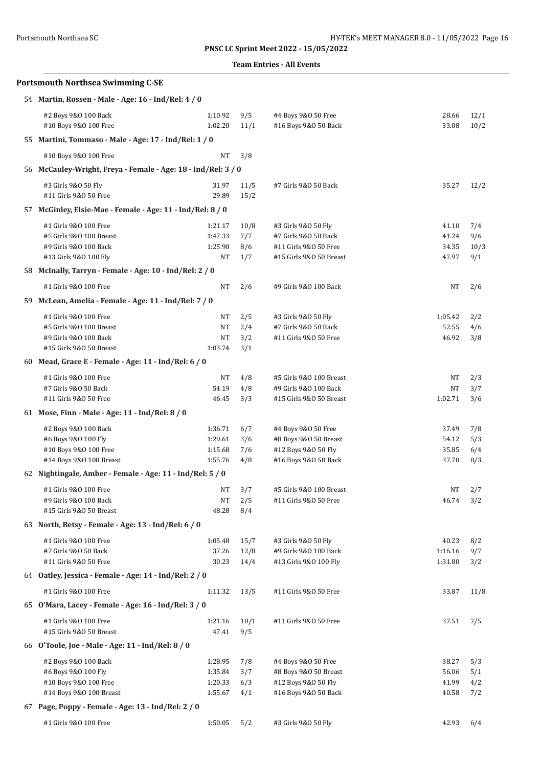**PNSC LC Sprint Meet 2022 - 15/05/2022**

**Team Entries - All Events**

## Portsmouth Northsea Swimming C-SE

### 54 Martin, Rossen - Male - Age: 16 - Ind/Rel: 4 / 0

| | | | | | |
|---|---|---|---|---|---|
| #2 Boys 9&O 100 Back | 1:10.92 | 9/5 | #4 Boys 9&O 50 Free | 28.66 | 12/1 |
| #10 Boys 9&O 100 Free | 1:02.20 | 11/1 | #16 Boys 9&O 50 Back | 33.08 | 10/2 |

### 55 Martini, Tommaso - Male - Age: 17 - Ind/Rel: 1 / 0

| | | |
|---|---|---|
| #10 Boys 9&O 100 Free | NT | 3/8 |

### 56 McCauley-Wright, Freya - Female - Age: 18 - Ind/Rel: 3 / 0

| | | | | | |
|---|---|---|---|---|---|
| #3 Girls 9&O 50 Fly | 31.97 | 11/5 | #7 Girls 9&O 50 Back | 35.27 | 12/2 |
| #11 Girls 9&O 50 Free | 29.89 | 15/2 | | | |

### 57 McGinley, Elsie-Mae - Female - Age: 11 - Ind/Rel: 8 / 0

| | | | | | |
|---|---|---|---|---|---|
| #1 Girls 9&O 100 Free | 1:21.17 | 10/8 | #3 Girls 9&O 50 Fly | 41.10 | 7/4 |
| #5 Girls 9&O 100 Breast | 1:47.33 | 7/7 | #7 Girls 9&O 50 Back | 41.24 | 9/6 |
| #9 Girls 9&O 100 Back | 1:25.90 | 8/6 | #11 Girls 9&O 50 Free | 34.35 | 10/3 |
| #13 Girls 9&O 100 Fly | NT | 1/7 | #15 Girls 9&O 50 Breast | 47.97 | 9/1 |

### 58 McInally, Tarryn - Female - Age: 10 - Ind/Rel: 2 / 0

| | | | | | |
|---|---|---|---|---|---|
| #1 Girls 9&O 100 Free | NT | 2/6 | #9 Girls 9&O 100 Back | NT | 2/6 |

### 59 McLean, Amelia - Female - Age: 11 - Ind/Rel: 7 / 0

| | | | | | |
|---|---|---|---|---|---|
| #1 Girls 9&O 100 Free | NT | 2/5 | #3 Girls 9&O 50 Fly | 1:05.42 | 2/2 |
| #5 Girls 9&O 100 Breast | NT | 2/4 | #7 Girls 9&O 50 Back | 52.55 | 4/6 |
| #9 Girls 9&O 100 Back | NT | 3/2 | #11 Girls 9&O 50 Free | 46.92 | 3/8 |
| #15 Girls 9&O 50 Breast | 1:03.74 | 3/1 | | | |

### 60 Mead, Grace E - Female - Age: 11 - Ind/Rel: 6 / 0

| | | | | | |
|---|---|---|---|---|---|
| #1 Girls 9&O 100 Free | NT | 4/8 | #5 Girls 9&O 100 Breast | NT | 2/3 |
| #7 Girls 9&O 50 Back | 54.19 | 4/8 | #9 Girls 9&O 100 Back | NT | 3/7 |
| #11 Girls 9&O 50 Free | 46.45 | 3/3 | #15 Girls 9&O 50 Breast | 1:02.71 | 3/6 |

### 61 Mose, Finn - Male - Age: 11 - Ind/Rel: 8 / 0

| | | | | | |
|---|---|---|---|---|---|
| #2 Boys 9&O 100 Back | 1:36.71 | 6/7 | #4 Boys 9&O 50 Free | 37.49 | 7/8 |
| #6 Boys 9&O 100 Fly | 1:29.61 | 3/6 | #8 Boys 9&O 50 Breast | 54.12 | 5/3 |
| #10 Boys 9&O 100 Free | 1:15.68 | 7/6 | #12 Boys 9&O 50 Fly | 35.85 | 6/4 |
| #14 Boys 9&O 100 Breast | 1:55.76 | 4/8 | #16 Boys 9&O 50 Back | 37.78 | 8/3 |

### 62 Nightingale, Amber - Female - Age: 11 - Ind/Rel: 5 / 0

| | | | | | |
|---|---|---|---|---|---|
| #1 Girls 9&O 100 Free | NT | 3/7 | #5 Girls 9&O 100 Breast | NT | 2/7 |
| #9 Girls 9&O 100 Back | NT | 2/5 | #11 Girls 9&O 50 Free | 46.74 | 3/2 |
| #15 Girls 9&O 50 Breast | 48.28 | 8/4 | | | |

### 63 North, Betsy - Female - Age: 13 - Ind/Rel: 6 / 0

| | | | | | |
|---|---|---|---|---|---|
| #1 Girls 9&O 100 Free | 1:05.48 | 15/7 | #3 Girls 9&O 50 Fly | 40.23 | 8/2 |
| #7 Girls 9&O 50 Back | 37.26 | 12/8 | #9 Girls 9&O 100 Back | 1:16.16 | 9/7 |
| #11 Girls 9&O 50 Free | 30.23 | 14/4 | #13 Girls 9&O 100 Fly | 1:31.80 | 3/2 |

### 64 Oatley, Jessica - Female - Age: 14 - Ind/Rel: 2 / 0

| | | | | | |
|---|---|---|---|---|---|
| #1 Girls 9&O 100 Free | 1:11.32 | 13/5 | #11 Girls 9&O 50 Free | 33.87 | 11/8 |

### 65 O'Mara, Lacey - Female - Age: 16 - Ind/Rel: 3 / 0

| | | | | | |
|---|---|---|---|---|---|
| #1 Girls 9&O 100 Free | 1:21.16 | 10/1 | #11 Girls 9&O 50 Free | 37.51 | 7/5 |
| #15 Girls 9&O 50 Breast | 47.41 | 9/5 | | | |

### 66 O'Toole, Joe - Male - Age: 11 - Ind/Rel: 8 / 0

| | | | | | |
|---|---|---|---|---|---|
| #2 Boys 9&O 100 Back | 1:28.95 | 7/8 | #4 Boys 9&O 50 Free | 38.27 | 5/3 |
| #6 Boys 9&O 100 Fly | 1:35.84 | 3/7 | #8 Boys 9&O 50 Breast | 56.06 | 5/1 |
| #10 Boys 9&O 100 Free | 1:20.33 | 6/3 | #12 Boys 9&O 50 Fly | 41.99 | 4/2 |
| #14 Boys 9&O 100 Breast | 1:55.67 | 4/1 | #16 Boys 9&O 50 Back | 40.58 | 7/2 |

### 67 Page, Poppy - Female - Age: 13 - Ind/Rel: 2 / 0

| | | | | | |
|---|---|---|---|---|---|
| #1 Girls 9&O 100 Free | 1:50.05 | 5/2 | #3 Girls 9&O 50 Fly | 42.93 | 6/4 |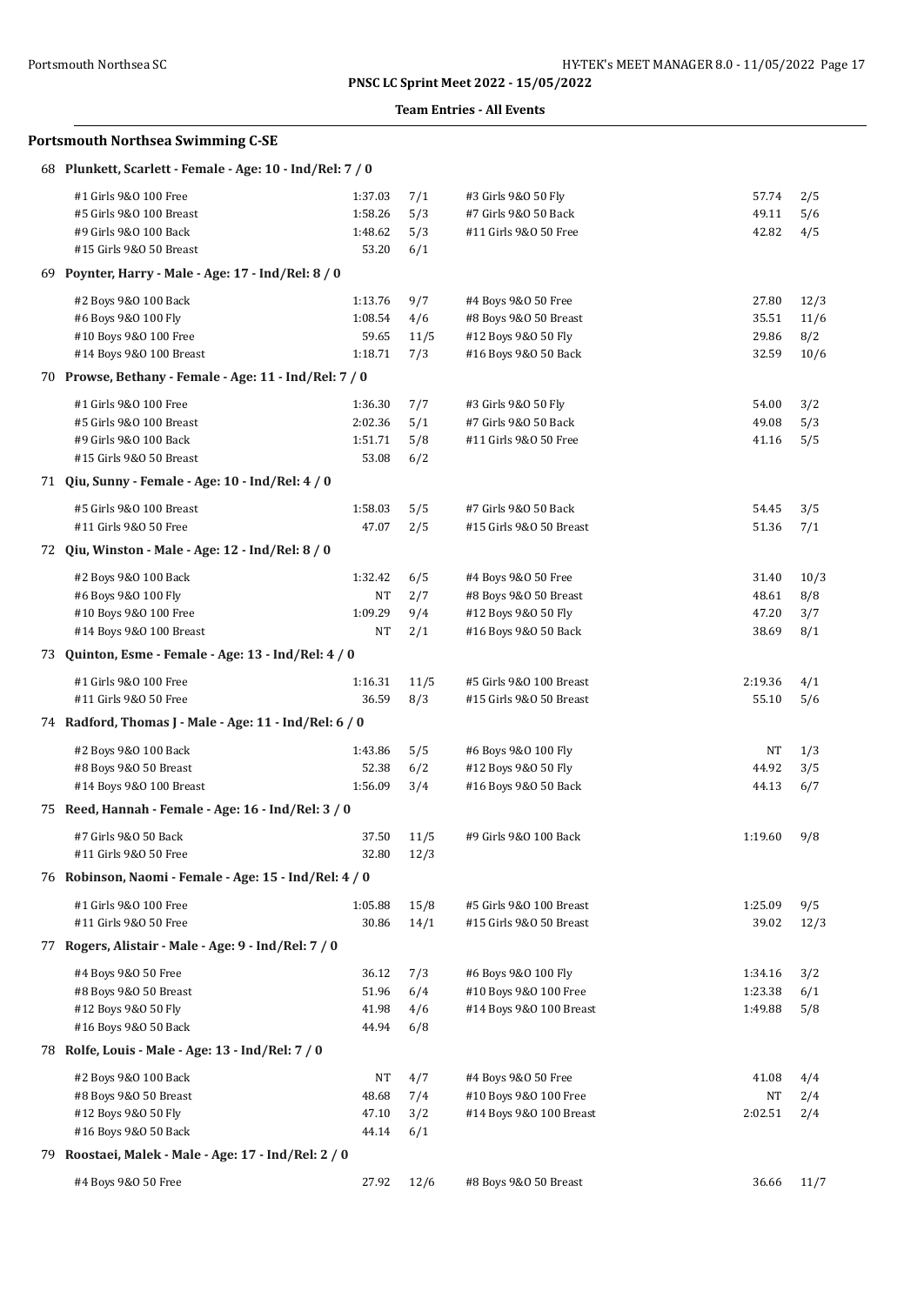**PNSC LC Sprint Meet 2022 - 15/05/2022**

**Team Entries - All Events**

## Portsmouth Northsea Swimming C-SE

### 68 Plunkett, Scarlett - Female - Age: 10 - Ind/Rel: 7 / 0

| Event | Time | Heat/Lane | Event | Time | Heat/Lane |
|---|---|---|---|---|---|
| #1 Girls 9&O 100 Free | 1:37.03 | 7/1 | #3 Girls 9&O 50 Fly | 57.74 | 2/5 |
| #5 Girls 9&O 100 Breast | 1:58.26 | 5/3 | #7 Girls 9&O 50 Back | 49.11 | 5/6 |
| #9 Girls 9&O 100 Back | 1:48.62 | 5/3 | #11 Girls 9&O 50 Free | 42.82 | 4/5 |
| #15 Girls 9&O 50 Breast | 53.20 | 6/1 | | | |

### 69 Poynter, Harry - Male - Age: 17 - Ind/Rel: 8 / 0

| Event | Time | Heat/Lane | Event | Time | Heat/Lane |
|---|---|---|---|---|---|
| #2 Boys 9&O 100 Back | 1:13.76 | 9/7 | #4 Boys 9&O 50 Free | 27.80 | 12/3 |
| #6 Boys 9&O 100 Fly | 1:08.54 | 4/6 | #8 Boys 9&O 50 Breast | 35.51 | 11/6 |
| #10 Boys 9&O 100 Free | 59.65 | 11/5 | #12 Boys 9&O 50 Fly | 29.86 | 8/2 |
| #14 Boys 9&O 100 Breast | 1:18.71 | 7/3 | #16 Boys 9&O 50 Back | 32.59 | 10/6 |

### 70 Prowse, Bethany - Female - Age: 11 - Ind/Rel: 7 / 0

| Event | Time | Heat/Lane | Event | Time | Heat/Lane |
|---|---|---|---|---|---|
| #1 Girls 9&O 100 Free | 1:36.30 | 7/7 | #3 Girls 9&O 50 Fly | 54.00 | 3/2 |
| #5 Girls 9&O 100 Breast | 2:02.36 | 5/1 | #7 Girls 9&O 50 Back | 49.08 | 5/3 |
| #9 Girls 9&O 100 Back | 1:51.71 | 5/8 | #11 Girls 9&O 50 Free | 41.16 | 5/5 |
| #15 Girls 9&O 50 Breast | 53.08 | 6/2 | | | |

### 71 Qiu, Sunny - Female - Age: 10 - Ind/Rel: 4 / 0

| Event | Time | Heat/Lane | Event | Time | Heat/Lane |
|---|---|---|---|---|---|
| #5 Girls 9&O 100 Breast | 1:58.03 | 5/5 | #7 Girls 9&O 50 Back | 54.45 | 3/5 |
| #11 Girls 9&O 50 Free | 47.07 | 2/5 | #15 Girls 9&O 50 Breast | 51.36 | 7/1 |

### 72 Qiu, Winston - Male - Age: 12 - Ind/Rel: 8 / 0

| Event | Time | Heat/Lane | Event | Time | Heat/Lane |
|---|---|---|---|---|---|
| #2 Boys 9&O 100 Back | 1:32.42 | 6/5 | #4 Boys 9&O 50 Free | 31.40 | 10/3 |
| #6 Boys 9&O 100 Fly | NT | 2/7 | #8 Boys 9&O 50 Breast | 48.61 | 8/8 |
| #10 Boys 9&O 100 Free | 1:09.29 | 9/4 | #12 Boys 9&O 50 Fly | 47.20 | 3/7 |
| #14 Boys 9&O 100 Breast | NT | 2/1 | #16 Boys 9&O 50 Back | 38.69 | 8/1 |

### 73 Quinton, Esme - Female - Age: 13 - Ind/Rel: 4 / 0

| Event | Time | Heat/Lane | Event | Time | Heat/Lane |
|---|---|---|---|---|---|
| #1 Girls 9&O 100 Free | 1:16.31 | 11/5 | #5 Girls 9&O 100 Breast | 2:19.36 | 4/1 |
| #11 Girls 9&O 50 Free | 36.59 | 8/3 | #15 Girls 9&O 50 Breast | 55.10 | 5/6 |

### 74 Radford, Thomas J - Male - Age: 11 - Ind/Rel: 6 / 0

| Event | Time | Heat/Lane | Event | Time | Heat/Lane |
|---|---|---|---|---|---|
| #2 Boys 9&O 100 Back | 1:43.86 | 5/5 | #6 Boys 9&O 100 Fly | NT | 1/3 |
| #8 Boys 9&O 50 Breast | 52.38 | 6/2 | #12 Boys 9&O 50 Fly | 44.92 | 3/5 |
| #14 Boys 9&O 100 Breast | 1:56.09 | 3/4 | #16 Boys 9&O 50 Back | 44.13 | 6/7 |

### 75 Reed, Hannah - Female - Age: 16 - Ind/Rel: 3 / 0

| Event | Time | Heat/Lane | Event | Time | Heat/Lane |
|---|---|---|---|---|---|
| #7 Girls 9&O 50 Back | 37.50 | 11/5 | #9 Girls 9&O 100 Back | 1:19.60 | 9/8 |
| #11 Girls 9&O 50 Free | 32.80 | 12/3 | | | |

### 76 Robinson, Naomi - Female - Age: 15 - Ind/Rel: 4 / 0

| Event | Time | Heat/Lane | Event | Time | Heat/Lane |
|---|---|---|---|---|---|
| #1 Girls 9&O 100 Free | 1:05.88 | 15/8 | #5 Girls 9&O 100 Breast | 1:25.09 | 9/5 |
| #11 Girls 9&O 50 Free | 30.86 | 14/1 | #15 Girls 9&O 50 Breast | 39.02 | 12/3 |

### 77 Rogers, Alistair - Male - Age: 9 - Ind/Rel: 7 / 0

| Event | Time | Heat/Lane | Event | Time | Heat/Lane |
|---|---|---|---|---|---|
| #4 Boys 9&O 50 Free | 36.12 | 7/3 | #6 Boys 9&O 100 Fly | 1:34.16 | 3/2 |
| #8 Boys 9&O 50 Breast | 51.96 | 6/4 | #10 Boys 9&O 100 Free | 1:23.38 | 6/1 |
| #12 Boys 9&O 50 Fly | 41.98 | 4/6 | #14 Boys 9&O 100 Breast | 1:49.88 | 5/8 |
| #16 Boys 9&O 50 Back | 44.94 | 6/8 | | | |

### 78 Rolfe, Louis - Male - Age: 13 - Ind/Rel: 7 / 0

| Event | Time | Heat/Lane | Event | Time | Heat/Lane |
|---|---|---|---|---|---|
| #2 Boys 9&O 100 Back | NT | 4/7 | #4 Boys 9&O 50 Free | 41.08 | 4/4 |
| #8 Boys 9&O 50 Breast | 48.68 | 7/4 | #10 Boys 9&O 100 Free | NT | 2/4 |
| #12 Boys 9&O 50 Fly | 47.10 | 3/2 | #14 Boys 9&O 100 Breast | 2:02.51 | 2/4 |
| #16 Boys 9&O 50 Back | 44.14 | 6/1 | | | |

### 79 Roostaei, Malek - Male - Age: 17 - Ind/Rel: 2 / 0

| Event | Time | Heat/Lane | Event | Time | Heat/Lane |
|---|---|---|---|---|---|
| #4 Boys 9&O 50 Free | 27.92 | 12/6 | #8 Boys 9&O 50 Breast | 36.66 | 11/7 |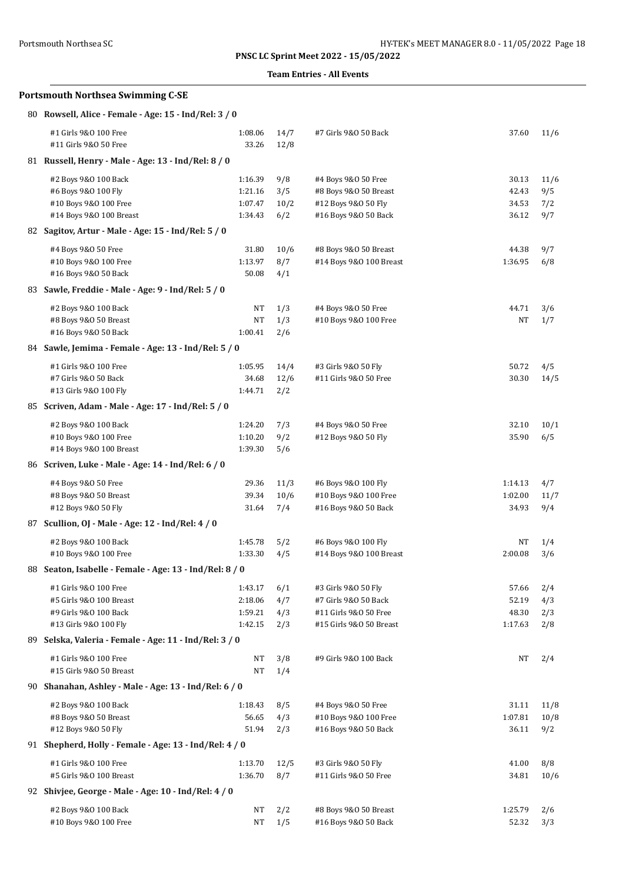**PNSC LC Sprint Meet 2022 - 15/05/2022**

**Team Entries - All Events**

## Portsmouth Northsea Swimming C-SE

### 80 Rowsell, Alice - Female - Age: 15 - Ind/Rel: 3 / 0

| Event | Time | Heat/Lane | Event | Time | Heat/Lane |
|---|---|---|---|---|---|
| #1 Girls 9&O 100 Free | 1:08.06 | 14/7 | #7 Girls 9&O 50 Back | 37.60 | 11/6 |
| #11 Girls 9&O 50 Free | 33.26 | 12/8 | | | |

### 81 Russell, Henry - Male - Age: 13 - Ind/Rel: 8 / 0

| Event | Time | Heat/Lane | Event | Time | Heat/Lane |
|---|---|---|---|---|---|
| #2 Boys 9&O 100 Back | 1:16.39 | 9/8 | #4 Boys 9&O 50 Free | 30.13 | 11/6 |
| #6 Boys 9&O 100 Fly | 1:21.16 | 3/5 | #8 Boys 9&O 50 Breast | 42.43 | 9/5 |
| #10 Boys 9&O 100 Free | 1:07.47 | 10/2 | #12 Boys 9&O 50 Fly | 34.53 | 7/2 |
| #14 Boys 9&O 100 Breast | 1:34.43 | 6/2 | #16 Boys 9&O 50 Back | 36.12 | 9/7 |

### 82 Sagitov, Artur - Male - Age: 15 - Ind/Rel: 5 / 0

| Event | Time | Heat/Lane | Event | Time | Heat/Lane |
|---|---|---|---|---|---|
| #4 Boys 9&O 50 Free | 31.80 | 10/6 | #8 Boys 9&O 50 Breast | 44.38 | 9/7 |
| #10 Boys 9&O 100 Free | 1:13.97 | 8/7 | #14 Boys 9&O 100 Breast | 1:36.95 | 6/8 |
| #16 Boys 9&O 50 Back | 50.08 | 4/1 | | | |

### 83 Sawle, Freddie - Male - Age: 9 - Ind/Rel: 5 / 0

| Event | Time | Heat/Lane | Event | Time | Heat/Lane |
|---|---|---|---|---|---|
| #2 Boys 9&O 100 Back | NT | 1/3 | #4 Boys 9&O 50 Free | 44.71 | 3/6 |
| #8 Boys 9&O 50 Breast | NT | 1/3 | #10 Boys 9&O 100 Free | NT | 1/7 |
| #16 Boys 9&O 50 Back | 1:00.41 | 2/6 | | | |

### 84 Sawle, Jemima - Female - Age: 13 - Ind/Rel: 5 / 0

| Event | Time | Heat/Lane | Event | Time | Heat/Lane |
|---|---|---|---|---|---|
| #1 Girls 9&O 100 Free | 1:05.95 | 14/4 | #3 Girls 9&O 50 Fly | 50.72 | 4/5 |
| #7 Girls 9&O 50 Back | 34.68 | 12/6 | #11 Girls 9&O 50 Free | 30.30 | 14/5 |
| #13 Girls 9&O 100 Fly | 1:44.71 | 2/2 | | | |

### 85 Scriven, Adam - Male - Age: 17 - Ind/Rel: 5 / 0

| Event | Time | Heat/Lane | Event | Time | Heat/Lane |
|---|---|---|---|---|---|
| #2 Boys 9&O 100 Back | 1:24.20 | 7/3 | #4 Boys 9&O 50 Free | 32.10 | 10/1 |
| #10 Boys 9&O 100 Free | 1:10.20 | 9/2 | #12 Boys 9&O 50 Fly | 35.90 | 6/5 |
| #14 Boys 9&O 100 Breast | 1:39.30 | 5/6 | | | |

### 86 Scriven, Luke - Male - Age: 14 - Ind/Rel: 6 / 0

| Event | Time | Heat/Lane | Event | Time | Heat/Lane |
|---|---|---|---|---|---|
| #4 Boys 9&O 50 Free | 29.36 | 11/3 | #6 Boys 9&O 100 Fly | 1:14.13 | 4/7 |
| #8 Boys 9&O 50 Breast | 39.34 | 10/6 | #10 Boys 9&O 100 Free | 1:02.00 | 11/7 |
| #12 Boys 9&O 50 Fly | 31.64 | 7/4 | #16 Boys 9&O 50 Back | 34.93 | 9/4 |

### 87 Scullion, OJ - Male - Age: 12 - Ind/Rel: 4 / 0

| Event | Time | Heat/Lane | Event | Time | Heat/Lane |
|---|---|---|---|---|---|
| #2 Boys 9&O 100 Back | 1:45.78 | 5/2 | #6 Boys 9&O 100 Fly | NT | 1/4 |
| #10 Boys 9&O 100 Free | 1:33.30 | 4/5 | #14 Boys 9&O 100 Breast | 2:00.08 | 3/6 |

### 88 Seaton, Isabelle - Female - Age: 13 - Ind/Rel: 8 / 0

| Event | Time | Heat/Lane | Event | Time | Heat/Lane |
|---|---|---|---|---|---|
| #1 Girls 9&O 100 Free | 1:43.17 | 6/1 | #3 Girls 9&O 50 Fly | 57.66 | 2/4 |
| #5 Girls 9&O 100 Breast | 2:18.06 | 4/7 | #7 Girls 9&O 50 Back | 52.19 | 4/3 |
| #9 Girls 9&O 100 Back | 1:59.21 | 4/3 | #11 Girls 9&O 50 Free | 48.30 | 2/3 |
| #13 Girls 9&O 100 Fly | 1:42.15 | 2/3 | #15 Girls 9&O 50 Breast | 1:17.63 | 2/8 |

### 89 Selska, Valeria - Female - Age: 11 - Ind/Rel: 3 / 0

| Event | Time | Heat/Lane | Event | Time | Heat/Lane |
|---|---|---|---|---|---|
| #1 Girls 9&O 100 Free | NT | 3/8 | #9 Girls 9&O 100 Back | NT | 2/4 |
| #15 Girls 9&O 50 Breast | NT | 1/4 | | | |

### 90 Shanahan, Ashley - Male - Age: 13 - Ind/Rel: 6 / 0

| Event | Time | Heat/Lane | Event | Time | Heat/Lane |
|---|---|---|---|---|---|
| #2 Boys 9&O 100 Back | 1:18.43 | 8/5 | #4 Boys 9&O 50 Free | 31.11 | 11/8 |
| #8 Boys 9&O 50 Breast | 56.65 | 4/3 | #10 Boys 9&O 100 Free | 1:07.81 | 10/8 |
| #12 Boys 9&O 50 Fly | 51.94 | 2/3 | #16 Boys 9&O 50 Back | 36.11 | 9/2 |

### 91 Shepherd, Holly - Female - Age: 13 - Ind/Rel: 4 / 0

| Event | Time | Heat/Lane | Event | Time | Heat/Lane |
|---|---|---|---|---|---|
| #1 Girls 9&O 100 Free | 1:13.70 | 12/5 | #3 Girls 9&O 50 Fly | 41.00 | 8/8 |
| #5 Girls 9&O 100 Breast | 1:36.70 | 8/7 | #11 Girls 9&O 50 Free | 34.81 | 10/6 |

### 92 Shivjee, George - Male - Age: 10 - Ind/Rel: 4 / 0

| Event | Time | Heat/Lane | Event | Time | Heat/Lane |
|---|---|---|---|---|---|
| #2 Boys 9&O 100 Back | NT | 2/2 | #8 Boys 9&O 50 Breast | 1:25.79 | 2/6 |
| #10 Boys 9&O 100 Free | NT | 1/5 | #16 Boys 9&O 50 Back | 52.32 | 3/3 |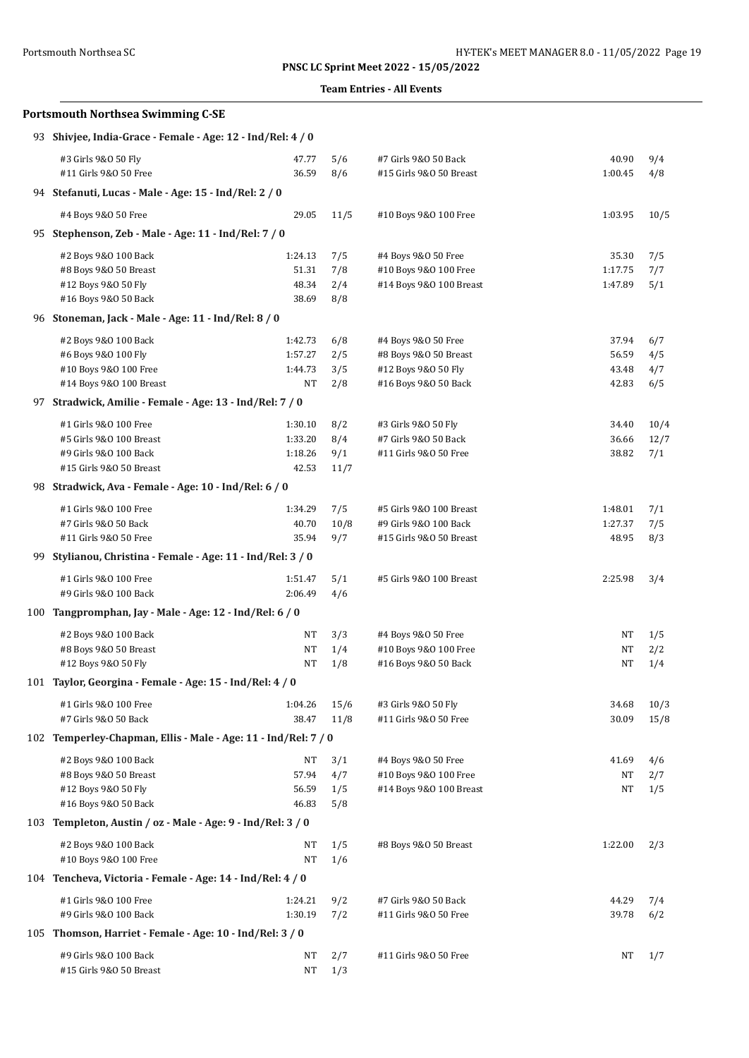**PNSC LC Sprint Meet 2022 - 15/05/2022**

**Team Entries - All Events**

## Portsmouth Northsea Swimming C-SE

### 93 Shivjee, India-Grace - Female - Age: 12 - Ind/Rel: 4 / 0

| Event | Time | Heat/Lane | Event | Time | Heat/Lane |
|---|---|---|---|---|---|
| #3 Girls 9&O 50 Fly | 47.77 | 5/6 | #7 Girls 9&O 50 Back | 40.90 | 9/4 |
| #11 Girls 9&O 50 Free | 36.59 | 8/6 | #15 Girls 9&O 50 Breast | 1:00.45 | 4/8 |

### 94 Stefanuti, Lucas - Male - Age: 15 - Ind/Rel: 2 / 0

| Event | Time | Heat/Lane | Event | Time | Heat/Lane |
|---|---|---|---|---|---|
| #4 Boys 9&O 50 Free | 29.05 | 11/5 | #10 Boys 9&O 100 Free | 1:03.95 | 10/5 |

### 95 Stephenson, Zeb - Male - Age: 11 - Ind/Rel: 7 / 0

| Event | Time | Heat/Lane | Event | Time | Heat/Lane |
|---|---|---|---|---|---|
| #2 Boys 9&O 100 Back | 1:24.13 | 7/5 | #4 Boys 9&O 50 Free | 35.30 | 7/5 |
| #8 Boys 9&O 50 Breast | 51.31 | 7/8 | #10 Boys 9&O 100 Free | 1:17.75 | 7/7 |
| #12 Boys 9&O 50 Fly | 48.34 | 2/4 | #14 Boys 9&O 100 Breast | 1:47.89 | 5/1 |
| #16 Boys 9&O 50 Back | 38.69 | 8/8 | | | |

### 96 Stoneman, Jack - Male - Age: 11 - Ind/Rel: 8 / 0

| Event | Time | Heat/Lane | Event | Time | Heat/Lane |
|---|---|---|---|---|---|
| #2 Boys 9&O 100 Back | 1:42.73 | 6/8 | #4 Boys 9&O 50 Free | 37.94 | 6/7 |
| #6 Boys 9&O 100 Fly | 1:57.27 | 2/5 | #8 Boys 9&O 50 Breast | 56.59 | 4/5 |
| #10 Boys 9&O 100 Free | 1:44.73 | 3/5 | #12 Boys 9&O 50 Fly | 43.48 | 4/7 |
| #14 Boys 9&O 100 Breast | NT | 2/8 | #16 Boys 9&O 50 Back | 42.83 | 6/5 |

### 97 Stradwick, Amilie - Female - Age: 13 - Ind/Rel: 7 / 0

| Event | Time | Heat/Lane | Event | Time | Heat/Lane |
|---|---|---|---|---|---|
| #1 Girls 9&O 100 Free | 1:30.10 | 8/2 | #3 Girls 9&O 50 Fly | 34.40 | 10/4 |
| #5 Girls 9&O 100 Breast | 1:33.20 | 8/4 | #7 Girls 9&O 50 Back | 36.66 | 12/7 |
| #9 Girls 9&O 100 Back | 1:18.26 | 9/1 | #11 Girls 9&O 50 Free | 38.82 | 7/1 |
| #15 Girls 9&O 50 Breast | 42.53 | 11/7 | | | |

### 98 Stradwick, Ava - Female - Age: 10 - Ind/Rel: 6 / 0

| Event | Time | Heat/Lane | Event | Time | Heat/Lane |
|---|---|---|---|---|---|
| #1 Girls 9&O 100 Free | 1:34.29 | 7/5 | #5 Girls 9&O 100 Breast | 1:48.01 | 7/1 |
| #7 Girls 9&O 50 Back | 40.70 | 10/8 | #9 Girls 9&O 100 Back | 1:27.37 | 7/5 |
| #11 Girls 9&O 50 Free | 35.94 | 9/7 | #15 Girls 9&O 50 Breast | 48.95 | 8/3 |

### 99 Stylianou, Christina - Female - Age: 11 - Ind/Rel: 3 / 0

| Event | Time | Heat/Lane | Event | Time | Heat/Lane |
|---|---|---|---|---|---|
| #1 Girls 9&O 100 Free | 1:51.47 | 5/1 | #5 Girls 9&O 100 Breast | 2:25.98 | 3/4 |
| #9 Girls 9&O 100 Back | 2:06.49 | 4/6 | | | |

### 100 Tangpromphan, Jay - Male - Age: 12 - Ind/Rel: 6 / 0

| Event | Time | Heat/Lane | Event | Time | Heat/Lane |
|---|---|---|---|---|---|
| #2 Boys 9&O 100 Back | NT | 3/3 | #4 Boys 9&O 50 Free | NT | 1/5 |
| #8 Boys 9&O 50 Breast | NT | 1/4 | #10 Boys 9&O 100 Free | NT | 2/2 |
| #12 Boys 9&O 50 Fly | NT | 1/8 | #16 Boys 9&O 50 Back | NT | 1/4 |

### 101 Taylor, Georgina - Female - Age: 15 - Ind/Rel: 4 / 0

| Event | Time | Heat/Lane | Event | Time | Heat/Lane |
|---|---|---|---|---|---|
| #1 Girls 9&O 100 Free | 1:04.26 | 15/6 | #3 Girls 9&O 50 Fly | 34.68 | 10/3 |
| #7 Girls 9&O 50 Back | 38.47 | 11/8 | #11 Girls 9&O 50 Free | 30.09 | 15/8 |

### 102 Temperley-Chapman, Ellis - Male - Age: 11 - Ind/Rel: 7 / 0

| Event | Time | Heat/Lane | Event | Time | Heat/Lane |
|---|---|---|---|---|---|
| #2 Boys 9&O 100 Back | NT | 3/1 | #4 Boys 9&O 50 Free | 41.69 | 4/6 |
| #8 Boys 9&O 50 Breast | 57.94 | 4/7 | #10 Boys 9&O 100 Free | NT | 2/7 |
| #12 Boys 9&O 50 Fly | 56.59 | 1/5 | #14 Boys 9&O 100 Breast | NT | 1/5 |
| #16 Boys 9&O 50 Back | 46.83 | 5/8 | | | |

### 103 Templeton, Austin / oz - Male - Age: 9 - Ind/Rel: 3 / 0

| Event | Time | Heat/Lane | Event | Time | Heat/Lane |
|---|---|---|---|---|---|
| #2 Boys 9&O 100 Back | NT | 1/5 | #8 Boys 9&O 50 Breast | 1:22.00 | 2/3 |
| #10 Boys 9&O 100 Free | NT | 1/6 | | | |

### 104 Tencheva, Victoria - Female - Age: 14 - Ind/Rel: 4 / 0

| Event | Time | Heat/Lane | Event | Time | Heat/Lane |
|---|---|---|---|---|---|
| #1 Girls 9&O 100 Free | 1:24.21 | 9/2 | #7 Girls 9&O 50 Back | 44.29 | 7/4 |
| #9 Girls 9&O 100 Back | 1:30.19 | 7/2 | #11 Girls 9&O 50 Free | 39.78 | 6/2 |

### 105 Thomson, Harriet - Female - Age: 10 - Ind/Rel: 3 / 0

| Event | Time | Heat/Lane | Event | Time | Heat/Lane |
|---|---|---|---|---|---|
| #9 Girls 9&O 100 Back | NT | 2/7 | #11 Girls 9&O 50 Free | NT | 1/7 |
| #15 Girls 9&O 50 Breast | NT | 1/3 | | | |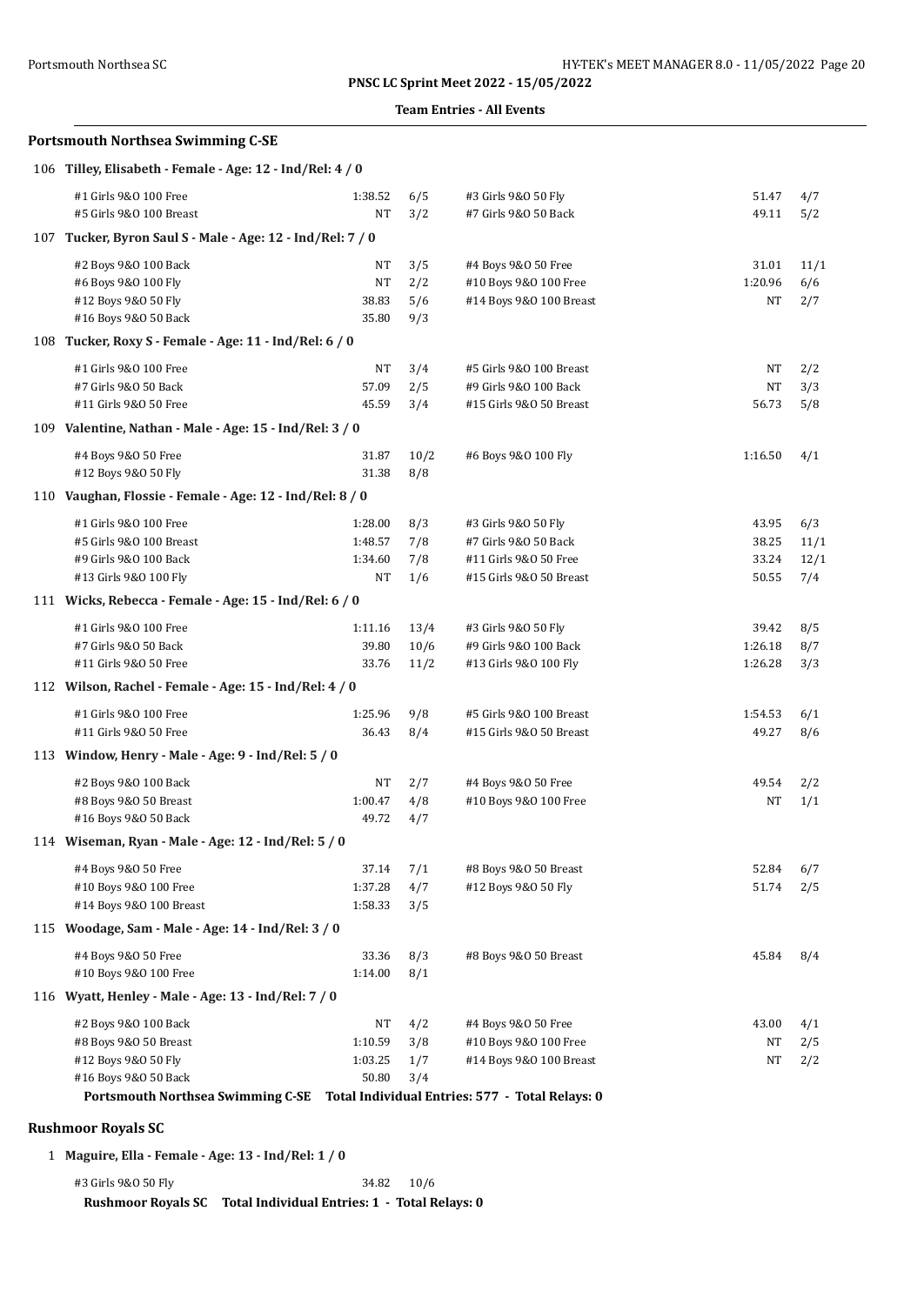**PNSC LC Sprint Meet 2022 - 15/05/2022**

**Team Entries - All Events**

## Portsmouth Northsea Swimming C-SE

### 106 Tilley, Elisabeth - Female - Age: 12 - Ind/Rel: 4 / 0

| Event | Time | Heat/Lane | Event | Time | Heat/Lane |
|---|---|---|---|---|---|
| #1 Girls 9&O 100 Free | 1:38.52 | 6/5 | #3 Girls 9&O 50 Fly | 51.47 | 4/7 |
| #5 Girls 9&O 100 Breast | NT | 3/2 | #7 Girls 9&O 50 Back | 49.11 | 5/2 |

### 107 Tucker, Byron Saul S - Male - Age: 12 - Ind/Rel: 7 / 0

| Event | Time | Heat/Lane | Event | Time | Heat/Lane |
|---|---|---|---|---|---|
| #2 Boys 9&O 100 Back | NT | 3/5 | #4 Boys 9&O 50 Free | 31.01 | 11/1 |
| #6 Boys 9&O 100 Fly | NT | 2/2 | #10 Boys 9&O 100 Free | 1:20.96 | 6/6 |
| #12 Boys 9&O 50 Fly | 38.83 | 5/6 | #14 Boys 9&O 100 Breast | NT | 2/7 |
| #16 Boys 9&O 50 Back | 35.80 | 9/3 | | | |

### 108 Tucker, Roxy S - Female - Age: 11 - Ind/Rel: 6 / 0

| Event | Time | Heat/Lane | Event | Time | Heat/Lane |
|---|---|---|---|---|---|
| #1 Girls 9&O 100 Free | NT | 3/4 | #5 Girls 9&O 100 Breast | NT | 2/2 |
| #7 Girls 9&O 50 Back | 57.09 | 2/5 | #9 Girls 9&O 100 Back | NT | 3/3 |
| #11 Girls 9&O 50 Free | 45.59 | 3/4 | #15 Girls 9&O 50 Breast | 56.73 | 5/8 |

### 109 Valentine, Nathan - Male - Age: 15 - Ind/Rel: 3 / 0

| Event | Time | Heat/Lane | Event | Time | Heat/Lane |
|---|---|---|---|---|---|
| #4 Boys 9&O 50 Free | 31.87 | 10/2 | #6 Boys 9&O 100 Fly | 1:16.50 | 4/1 |
| #12 Boys 9&O 50 Fly | 31.38 | 8/8 | | | |

### 110 Vaughan, Flossie - Female - Age: 12 - Ind/Rel: 8 / 0

| Event | Time | Heat/Lane | Event | Time | Heat/Lane |
|---|---|---|---|---|---|
| #1 Girls 9&O 100 Free | 1:28.00 | 8/3 | #3 Girls 9&O 50 Fly | 43.95 | 6/3 |
| #5 Girls 9&O 100 Breast | 1:48.57 | 7/8 | #7 Girls 9&O 50 Back | 38.25 | 11/1 |
| #9 Girls 9&O 100 Back | 1:34.60 | 7/8 | #11 Girls 9&O 50 Free | 33.24 | 12/1 |
| #13 Girls 9&O 100 Fly | NT | 1/6 | #15 Girls 9&O 50 Breast | 50.55 | 7/4 |

### 111 Wicks, Rebecca - Female - Age: 15 - Ind/Rel: 6 / 0

| Event | Time | Heat/Lane | Event | Time | Heat/Lane |
|---|---|---|---|---|---|
| #1 Girls 9&O 100 Free | 1:11.16 | 13/4 | #3 Girls 9&O 50 Fly | 39.42 | 8/5 |
| #7 Girls 9&O 50 Back | 39.80 | 10/6 | #9 Girls 9&O 100 Back | 1:26.18 | 8/7 |
| #11 Girls 9&O 50 Free | 33.76 | 11/2 | #13 Girls 9&O 100 Fly | 1:26.28 | 3/3 |

### 112 Wilson, Rachel - Female - Age: 15 - Ind/Rel: 4 / 0

| Event | Time | Heat/Lane | Event | Time | Heat/Lane |
|---|---|---|---|---|---|
| #1 Girls 9&O 100 Free | 1:25.96 | 9/8 | #5 Girls 9&O 100 Breast | 1:54.53 | 6/1 |
| #11 Girls 9&O 50 Free | 36.43 | 8/4 | #15 Girls 9&O 50 Breast | 49.27 | 8/6 |

### 113 Window, Henry - Male - Age: 9 - Ind/Rel: 5 / 0

| Event | Time | Heat/Lane | Event | Time | Heat/Lane |
|---|---|---|---|---|---|
| #2 Boys 9&O 100 Back | NT | 2/7 | #4 Boys 9&O 50 Free | 49.54 | 2/2 |
| #8 Boys 9&O 50 Breast | 1:00.47 | 4/8 | #10 Boys 9&O 100 Free | NT | 1/1 |
| #16 Boys 9&O 50 Back | 49.72 | 4/7 | | | |

### 114 Wiseman, Ryan - Male - Age: 12 - Ind/Rel: 5 / 0

| Event | Time | Heat/Lane | Event | Time | Heat/Lane |
|---|---|---|---|---|---|
| #4 Boys 9&O 50 Free | 37.14 | 7/1 | #8 Boys 9&O 50 Breast | 52.84 | 6/7 |
| #10 Boys 9&O 100 Free | 1:37.28 | 4/7 | #12 Boys 9&O 50 Fly | 51.74 | 2/5 |
| #14 Boys 9&O 100 Breast | 1:58.33 | 3/5 | | | |

### 115 Woodage, Sam - Male - Age: 14 - Ind/Rel: 3 / 0

| Event | Time | Heat/Lane | Event | Time | Heat/Lane |
|---|---|---|---|---|---|
| #4 Boys 9&O 50 Free | 33.36 | 8/3 | #8 Boys 9&O 50 Breast | 45.84 | 8/4 |
| #10 Boys 9&O 100 Free | 1:14.00 | 8/1 | | | |

### 116 Wyatt, Henley - Male - Age: 13 - Ind/Rel: 7 / 0

| Event | Time | Heat/Lane | Event | Time | Heat/Lane |
|---|---|---|---|---|---|
| #2 Boys 9&O 100 Back | NT | 4/2 | #4 Boys 9&O 50 Free | 43.00 | 4/1 |
| #8 Boys 9&O 50 Breast | 1:10.59 | 3/8 | #10 Boys 9&O 100 Free | NT | 2/5 |
| #12 Boys 9&O 50 Fly | 1:03.25 | 1/7 | #14 Boys 9&O 100 Breast | NT | 2/2 |
| #16 Boys 9&O 50 Back | 50.80 | 3/4 | | | |

**Portsmouth Northsea Swimming C-SE Total Individual Entries: 577 - Total Relays: 0**

## Rushmoor Royals SC

### 1 Maguire, Ella - Female - Age: 13 - Ind/Rel: 1 / 0

| Event | Time | Heat/Lane |
|---|---|---|
| #3 Girls 9&O 50 Fly | 34.82 | 10/6 |

**Rushmoor Royals SC Total Individual Entries: 1 - Total Relays: 0**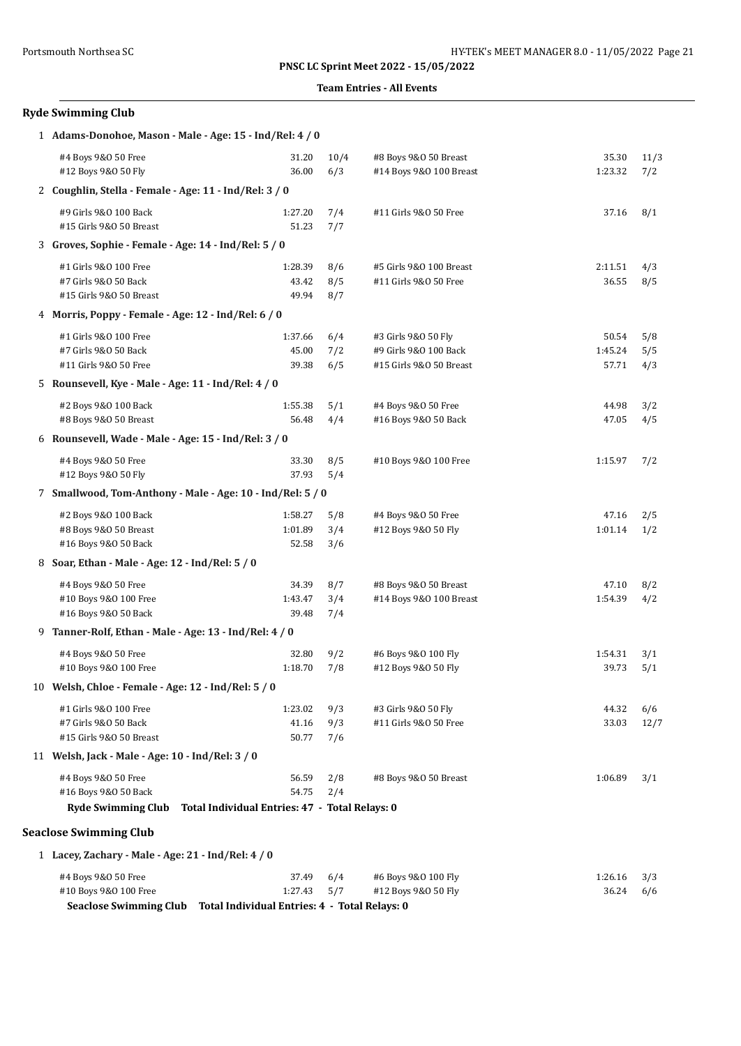**PNSC LC Sprint Meet 2022 - 15/05/2022**

**Team Entries - All Events**

## Ryde Swimming Club

**1 Adams-Donohoe, Mason - Male - Age: 15 - Ind/Rel: 4 / 0**

| Event | Time | Heat/Lane | Event | Time | Heat/Lane |
|---|---|---|---|---|---|
| #4 Boys 9&O 50 Free | 31.20 | 10/4 | #8 Boys 9&O 50 Breast | 35.30 | 11/3 |
| #12 Boys 9&O 50 Fly | 36.00 | 6/3 | #14 Boys 9&O 100 Breast | 1:23.32 | 7/2 |

**2 Coughlin, Stella - Female - Age: 11 - Ind/Rel: 3 / 0**

| Event | Time | Heat/Lane | Event | Time | Heat/Lane |
|---|---|---|---|---|---|
| #9 Girls 9&O 100 Back | 1:27.20 | 7/4 | #11 Girls 9&O 50 Free | 37.16 | 8/1 |
| #15 Girls 9&O 50 Breast | 51.23 | 7/7 | | | |

**3 Groves, Sophie - Female - Age: 14 - Ind/Rel: 5 / 0**

| Event | Time | Heat/Lane | Event | Time | Heat/Lane |
|---|---|---|---|---|---|
| #1 Girls 9&O 100 Free | 1:28.39 | 8/6 | #5 Girls 9&O 100 Breast | 2:11.51 | 4/3 |
| #7 Girls 9&O 50 Back | 43.42 | 8/5 | #11 Girls 9&O 50 Free | 36.55 | 8/5 |
| #15 Girls 9&O 50 Breast | 49.94 | 8/7 | | | |

**4 Morris, Poppy - Female - Age: 12 - Ind/Rel: 6 / 0**

| Event | Time | Heat/Lane | Event | Time | Heat/Lane |
|---|---|---|---|---|---|
| #1 Girls 9&O 100 Free | 1:37.66 | 6/4 | #3 Girls 9&O 50 Fly | 50.54 | 5/8 |
| #7 Girls 9&O 50 Back | 45.00 | 7/2 | #9 Girls 9&O 100 Back | 1:45.24 | 5/5 |
| #11 Girls 9&O 50 Free | 39.38 | 6/5 | #15 Girls 9&O 50 Breast | 57.71 | 4/3 |

**5 Rounsevell, Kye - Male - Age: 11 - Ind/Rel: 4 / 0**

| Event | Time | Heat/Lane | Event | Time | Heat/Lane |
|---|---|---|---|---|---|
| #2 Boys 9&O 100 Back | 1:55.38 | 5/1 | #4 Boys 9&O 50 Free | 44.98 | 3/2 |
| #8 Boys 9&O 50 Breast | 56.48 | 4/4 | #16 Boys 9&O 50 Back | 47.05 | 4/5 |

**6 Rounsevell, Wade - Male - Age: 15 - Ind/Rel: 3 / 0**

| Event | Time | Heat/Lane | Event | Time | Heat/Lane |
|---|---|---|---|---|---|
| #4 Boys 9&O 50 Free | 33.30 | 8/5 | #10 Boys 9&O 100 Free | 1:15.97 | 7/2 |
| #12 Boys 9&O 50 Fly | 37.93 | 5/4 | | | |

**7 Smallwood, Tom-Anthony - Male - Age: 10 - Ind/Rel: 5 / 0**

| Event | Time | Heat/Lane | Event | Time | Heat/Lane |
|---|---|---|---|---|---|
| #2 Boys 9&O 100 Back | 1:58.27 | 5/8 | #4 Boys 9&O 50 Free | 47.16 | 2/5 |
| #8 Boys 9&O 50 Breast | 1:01.89 | 3/4 | #12 Boys 9&O 50 Fly | 1:01.14 | 1/2 |
| #16 Boys 9&O 50 Back | 52.58 | 3/6 | | | |

**8 Soar, Ethan - Male - Age: 12 - Ind/Rel: 5 / 0**

| Event | Time | Heat/Lane | Event | Time | Heat/Lane |
|---|---|---|---|---|---|
| #4 Boys 9&O 50 Free | 34.39 | 8/7 | #8 Boys 9&O 50 Breast | 47.10 | 8/2 |
| #10 Boys 9&O 100 Free | 1:43.47 | 3/4 | #14 Boys 9&O 100 Breast | 1:54.39 | 4/2 |
| #16 Boys 9&O 50 Back | 39.48 | 7/4 | | | |

**9 Tanner-Rolf, Ethan - Male - Age: 13 - Ind/Rel: 4 / 0**

| Event | Time | Heat/Lane | Event | Time | Heat/Lane |
|---|---|---|---|---|---|
| #4 Boys 9&O 50 Free | 32.80 | 9/2 | #6 Boys 9&O 100 Fly | 1:54.31 | 3/1 |
| #10 Boys 9&O 100 Free | 1:18.70 | 7/8 | #12 Boys 9&O 50 Fly | 39.73 | 5/1 |

**10 Welsh, Chloe - Female - Age: 12 - Ind/Rel: 5 / 0**

| Event | Time | Heat/Lane | Event | Time | Heat/Lane |
|---|---|---|---|---|---|
| #1 Girls 9&O 100 Free | 1:23.02 | 9/3 | #3 Girls 9&O 50 Fly | 44.32 | 6/6 |
| #7 Girls 9&O 50 Back | 41.16 | 9/3 | #11 Girls 9&O 50 Free | 33.03 | 12/7 |
| #15 Girls 9&O 50 Breast | 50.77 | 7/6 | | | |

**11 Welsh, Jack - Male - Age: 10 - Ind/Rel: 3 / 0**

| Event | Time | Heat/Lane | Event | Time | Heat/Lane |
|---|---|---|---|---|---|
| #4 Boys 9&O 50 Free | 56.59 | 2/8 | #8 Boys 9&O 50 Breast | 1:06.89 | 3/1 |
| #16 Boys 9&O 50 Back | 54.75 | 2/4 | | | |

**Ryde Swimming Club Total Individual Entries: 47 - Total Relays: 0**

## Seaclose Swimming Club

**1 Lacey, Zachary - Male - Age: 21 - Ind/Rel: 4 / 0**

| Event | Time | Heat/Lane | Event | Time | Heat/Lane |
|---|---|---|---|---|---|
| #4 Boys 9&O 50 Free | 37.49 | 6/4 | #6 Boys 9&O 100 Fly | 1:26.16 | 3/3 |
| #10 Boys 9&O 100 Free | 1:27.43 | 5/7 | #12 Boys 9&O 50 Fly | 36.24 | 6/6 |

**Seaclose Swimming Club Total Individual Entries: 4 - Total Relays: 0**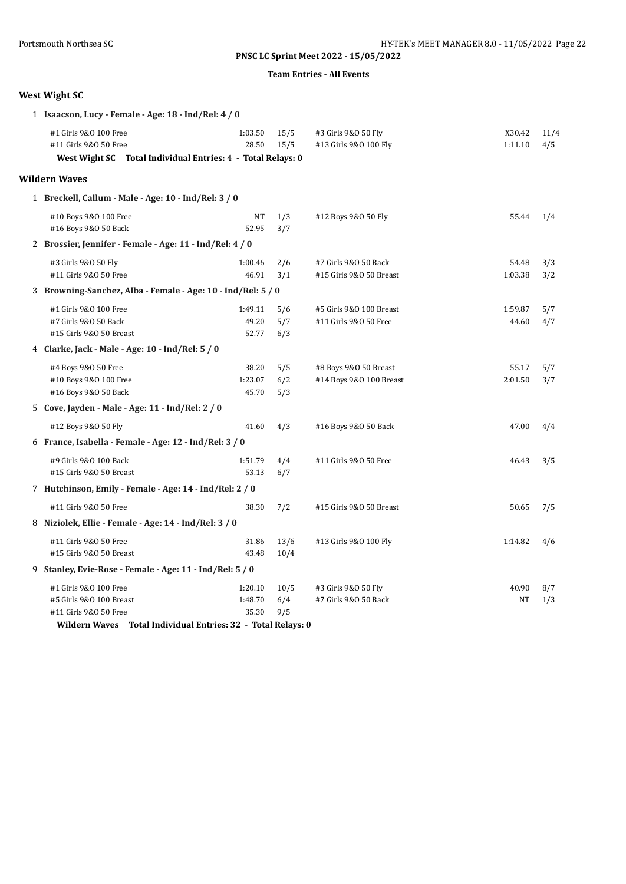**PNSC LC Sprint Meet 2022 - 15/05/2022**

**Team Entries - All Events**

## West Wight SC

**1 Isaacson, Lucy - Female - Age: 18 - Ind/Rel: 4 / 0**

| | | | | | |
|---|---|---|---|---|---|
| #1 Girls 9&O 100 Free | 1:03.50 | 15/5 | #3 Girls 9&O 50 Fly | X30.42 | 11/4 |
| #11 Girls 9&O 50 Free | 28.50 | 15/5 | #13 Girls 9&O 100 Fly | 1:11.10 | 4/5 |

**West Wight SC Total Individual Entries: 4 - Total Relays: 0**

## Wildern Waves

**1 Breckell, Callum - Male - Age: 10 - Ind/Rel: 3 / 0**

| | | | | | |
|---|---|---|---|---|---|
| #10 Boys 9&O 100 Free | NT | 1/3 | #12 Boys 9&O 50 Fly | 55.44 | 1/4 |
| #16 Boys 9&O 50 Back | 52.95 | 3/7 | | | |

**2 Brossier, Jennifer - Female - Age: 11 - Ind/Rel: 4 / 0**

| | | | | | |
|---|---|---|---|---|---|
| #3 Girls 9&O 50 Fly | 1:00.46 | 2/6 | #7 Girls 9&O 50 Back | 54.48 | 3/3 |
| #11 Girls 9&O 50 Free | 46.91 | 3/1 | #15 Girls 9&O 50 Breast | 1:03.38 | 3/2 |

**3 Browning-Sanchez, Alba - Female - Age: 10 - Ind/Rel: 5 / 0**

| | | | | | |
|---|---|---|---|---|---|
| #1 Girls 9&O 100 Free | 1:49.11 | 5/6 | #5 Girls 9&O 100 Breast | 1:59.87 | 5/7 |
| #7 Girls 9&O 50 Back | 49.20 | 5/7 | #11 Girls 9&O 50 Free | 44.60 | 4/7 |
| #15 Girls 9&O 50 Breast | 52.77 | 6/3 | | | |

**4 Clarke, Jack - Male - Age: 10 - Ind/Rel: 5 / 0**

| | | | | | |
|---|---|---|---|---|---|
| #4 Boys 9&O 50 Free | 38.20 | 5/5 | #8 Boys 9&O 50 Breast | 55.17 | 5/7 |
| #10 Boys 9&O 100 Free | 1:23.07 | 6/2 | #14 Boys 9&O 100 Breast | 2:01.50 | 3/7 |
| #16 Boys 9&O 50 Back | 45.70 | 5/3 | | | |

**5 Cove, Jayden - Male - Age: 11 - Ind/Rel: 2 / 0**

| | | | | | |
|---|---|---|---|---|---|
| #12 Boys 9&O 50 Fly | 41.60 | 4/3 | #16 Boys 9&O 50 Back | 47.00 | 4/4 |

**6 France, Isabella - Female - Age: 12 - Ind/Rel: 3 / 0**

| | | | | | |
|---|---|---|---|---|---|
| #9 Girls 9&O 100 Back | 1:51.79 | 4/4 | #11 Girls 9&O 50 Free | 46.43 | 3/5 |
| #15 Girls 9&O 50 Breast | 53.13 | 6/7 | | | |

**7 Hutchinson, Emily - Female - Age: 14 - Ind/Rel: 2 / 0**

| | | | | | |
|---|---|---|---|---|---|
| #11 Girls 9&O 50 Free | 38.30 | 7/2 | #15 Girls 9&O 50 Breast | 50.65 | 7/5 |

**8 Niziolek, Ellie - Female - Age: 14 - Ind/Rel: 3 / 0**

| | | | | | |
|---|---|---|---|---|---|
| #11 Girls 9&O 50 Free | 31.86 | 13/6 | #13 Girls 9&O 100 Fly | 1:14.82 | 4/6 |
| #15 Girls 9&O 50 Breast | 43.48 | 10/4 | | | |

**9 Stanley, Evie-Rose - Female - Age: 11 - Ind/Rel: 5 / 0**

| | | | | | |
|---|---|---|---|---|---|
| #1 Girls 9&O 100 Free | 1:20.10 | 10/5 | #3 Girls 9&O 50 Fly | 40.90 | 8/7 |
| #5 Girls 9&O 100 Breast | 1:48.70 | 6/4 | #7 Girls 9&O 50 Back | NT | 1/3 |
| #11 Girls 9&O 50 Free | 35.30 | 9/5 | | | |

**Wildern Waves Total Individual Entries: 32 - Total Relays: 0**